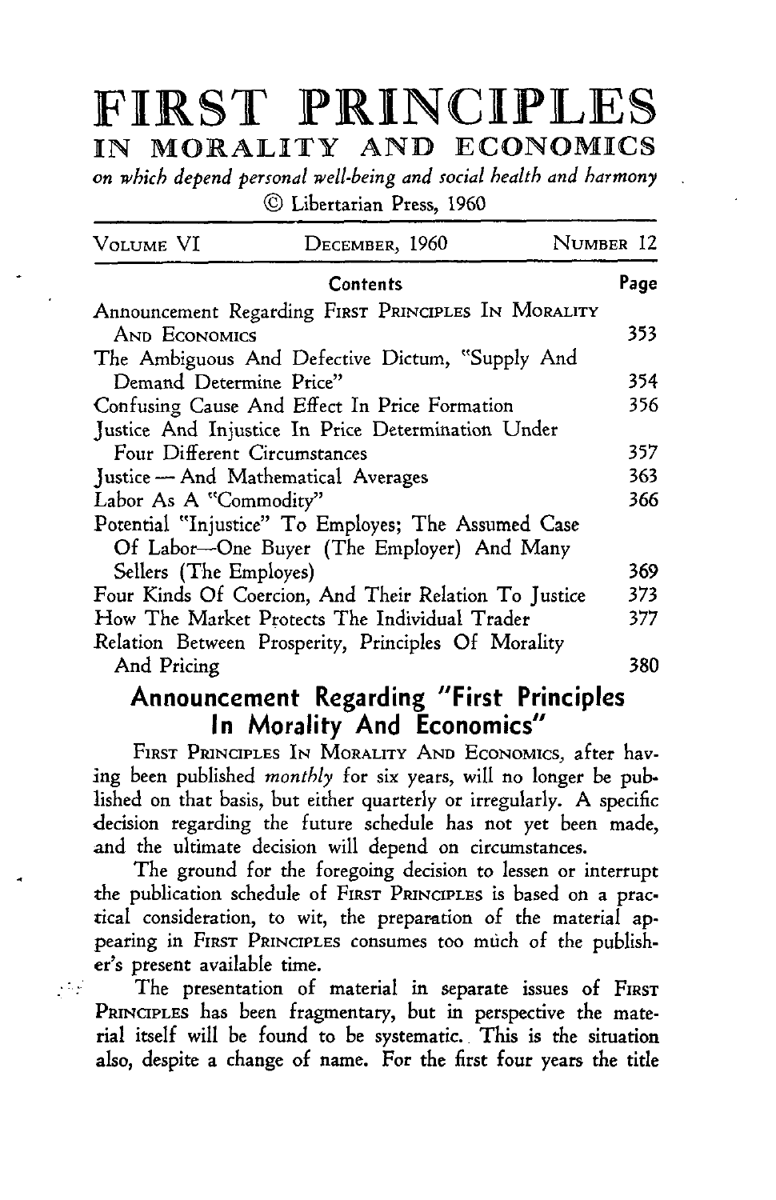# FIRST PRINCIPLES
## IN MORALITY AND ECONOMICS

*on which depend personal well-being and social health and harmony*

© Libertarian Press, 1960

VOLUME VI — DECEMBER, 1960 — NUMBER 12

| Contents | Page |
|---|---|
| Announcement Regarding FIRST PRINCIPLES IN MORALITY AND ECONOMICS | 353 |
| The Ambiguous And Defective Dictum, "Supply And Demand Determine Price" | 354 |
| Confusing Cause And Effect In Price Formation | 356 |
| Justice And Injustice In Price Determination Under Four Different Circumstances | 357 |
| Justice — And Mathematical Averages | 363 |
| Labor As A "Commodity" | 366 |
| Potential "Injustice" To Employes; The Assumed Case Of Labor—One Buyer (The Employer) And Many Sellers (The Employes) | 369 |
| Four Kinds Of Coercion, And Their Relation To Justice | 373 |
| How The Market Protects The Individual Trader | 377 |
| Relation Between Prosperity, Principles Of Morality And Pricing | 380 |

## Announcement Regarding "First Principles In Morality And Economics"

FIRST PRINCIPLES IN MORALITY AND ECONOMICS, after having been published *monthly* for six years, will no longer be published on that basis, but either quarterly or irregularly. A specific decision regarding the future schedule has not yet been made, and the ultimate decision will depend on circumstances.

The ground for the foregoing decision to lessen or interrupt the publication schedule of FIRST PRINCIPLES is based on a practical consideration, to wit, the preparation of the material appearing in FIRST PRINCIPLES consumes too much of the publisher's present available time.

The presentation of material in separate issues of FIRST PRINCIPLES has been fragmentary, but in perspective the material itself will be found to be systematic. This is the situation also, despite a change of name. For the first four years the title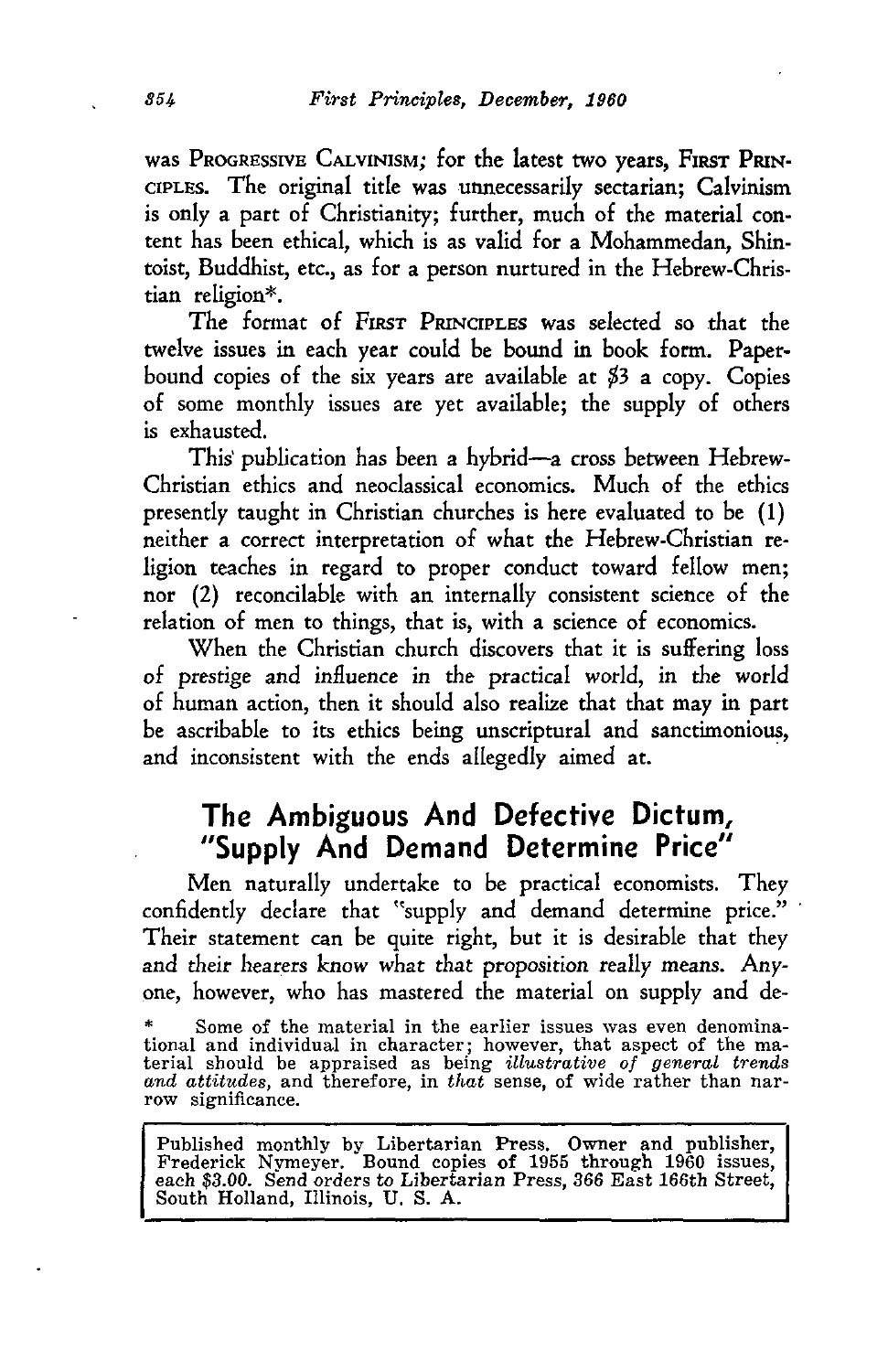was PROGRESSIVE CALVINISM; for the latest two years, FIRST PRINCIPLES. The original title was unnecessarily sectarian; Calvinism is only a part of Christianity; further, much of the material content has been ethical, which is as valid for a Mohammedan, Shintoist, Buddhist, etc., as for a person nurtured in the Hebrew-Christian religion*.

The format of FIRST PRINCIPLES was selected so that the twelve issues in each year could be bound in book form. Paperbound copies of the six years are available at $3 a copy. Copies of some monthly issues are yet available; the supply of others is exhausted.

This publication has been a hybrid—a cross between Hebrew-Christian ethics and neoclassical economics. Much of the ethics presently taught in Christian churches is here evaluated to be (1) neither a correct interpretation of what the Hebrew-Christian religion teaches in regard to proper conduct toward fellow men; nor (2) reconcilable with an internally consistent science of the relation of men to things, that is, with a science of economics.

When the Christian church discovers that it is suffering loss of prestige and influence in the practical world, in the world of human action, then it should also realize that that may in part be ascribable to its ethics being unscriptural and sanctimonious, and inconsistent with the ends allegedly aimed at.

## The Ambiguous And Defective Dictum, "Supply And Demand Determine Price"

Men naturally undertake to be practical economists. They confidently declare that "supply and demand determine price." Their statement can be quite right, but it is desirable that they and their hearers know what that proposition really means. Anyone, however, who has mastered the material on supply and de-

\* Some of the material in the earlier issues was even denominational and individual in character; however, that aspect of the material should be appraised as being *illustrative of general trends and attitudes*, and therefore, in *that* sense, of wide rather than narrow significance.

Published monthly by Libertarian Press. Owner and publisher, Frederick Nymeyer. Bound copies of 1955 through 1960 issues, each $3.00. Send orders to Libertarian Press, 366 East 166th Street, South Holland, Illinois, U. S. A.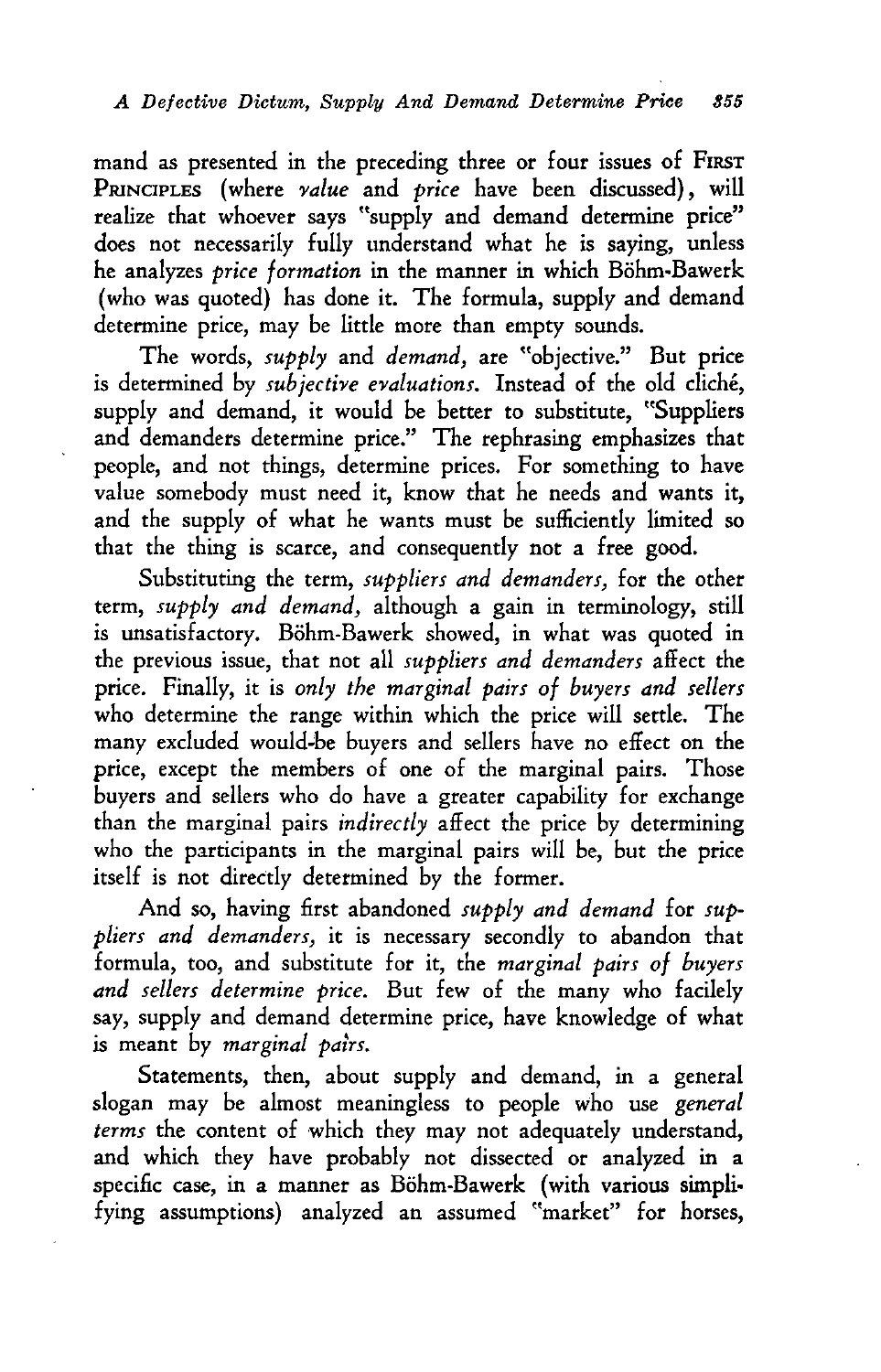mand as presented in the preceding three or four issues of FIRST PRINCIPLES (where *value* and *price* have been discussed), will realize that whoever says "supply and demand determine price" does not necessarily fully understand what he is saying, unless he analyzes *price formation* in the manner in which Böhm-Bawerk (who was quoted) has done it. The formula, supply and demand determine price, may be little more than empty sounds.

The words, *supply* and *demand*, are "objective." But price is determined by *subjective evaluations*. Instead of the old cliché, supply and demand, it would be better to substitute, "Suppliers and demanders determine price." The rephrasing emphasizes that people, and not things, determine prices. For something to have value somebody must need it, know that he needs and wants it, and the supply of what he wants must be sufficiently limited so that the thing is scarce, and consequently not a free good.

Substituting the term, *suppliers and demanders*, for the other term, *supply and demand*, although a gain in terminology, still is unsatisfactory. Böhm-Bawerk showed, in what was quoted in the previous issue, that not all *suppliers and demanders* affect the price. Finally, it is *only the marginal pairs of buyers and sellers* who determine the range within which the price will settle. The many excluded would-be buyers and sellers have no effect on the price, except the members of one of the marginal pairs. Those buyers and sellers who do have a greater capability for exchange than the marginal pairs *indirectly* affect the price by determining who the participants in the marginal pairs will be, but the price itself is not directly determined by the former.

And so, having first abandoned *supply and demand* for *suppliers and demanders*, it is necessary secondly to abandon that formula, too, and substitute for it, the *marginal pairs of buyers and sellers determine price*. But few of the many who facilely say, supply and demand determine price, have knowledge of what is meant by *marginal pairs*.

Statements, then, about supply and demand, in a general slogan may be almost meaningless to people who use *general terms* the content of which they may not adequately understand, and which they have probably not dissected or analyzed in a specific case, in a manner as Böhm-Bawerk (with various simplifying assumptions) analyzed an assumed "market" for horses,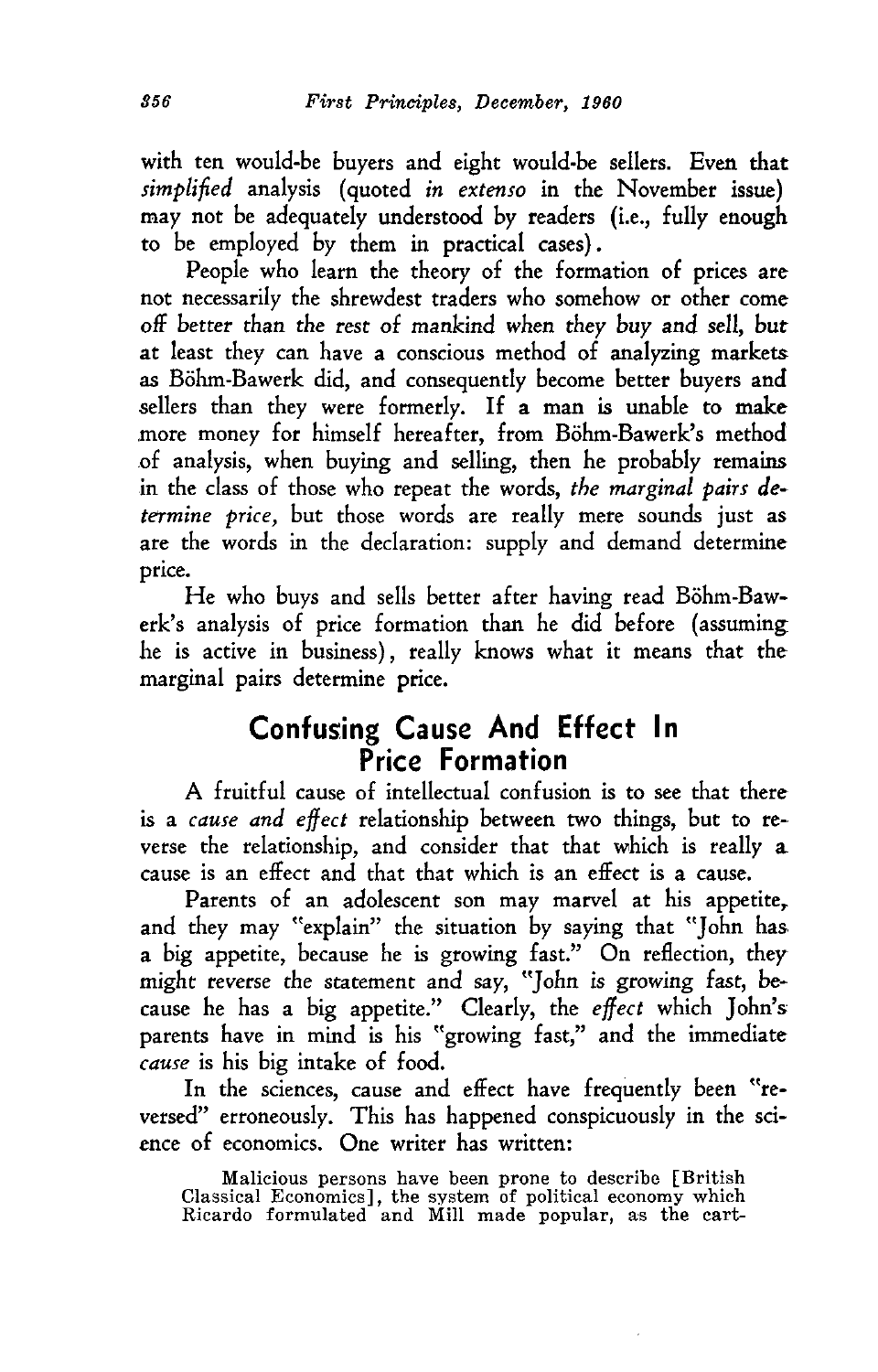with ten would-be buyers and eight would-be sellers. Even that *simplified* analysis (quoted *in extenso* in the November issue) may not be adequately understood by readers (i.e., fully enough to be employed by them in practical cases).

People who learn the theory of the formation of prices are not necessarily the shrewdest traders who somehow or other come off better than the rest of mankind when they buy and sell, but at least they can have a conscious method of analyzing markets as Böhm-Bawerk did, and consequently become better buyers and sellers than they were formerly. If a man is unable to make more money for himself hereafter, from Böhm-Bawerk's method of analysis, when buying and selling, then he probably remains in the class of those who repeat the words, *the marginal pairs determine price,* but those words are really mere sounds just as are the words in the declaration: supply and demand determine price.

He who buys and sells better after having read Böhm-Bawerk's analysis of price formation than he did before (assuming he is active in business), really knows what it means that the marginal pairs determine price.

## Confusing Cause And Effect In Price Formation

A fruitful cause of intellectual confusion is to see that there is a *cause and effect* relationship between two things, but to reverse the relationship, and consider that that which is really a cause is an effect and that that which is an effect is a cause.

Parents of an adolescent son may marvel at his appetite, and they may "explain" the situation by saying that "John has a big appetite, because he is growing fast." On reflection, they might reverse the statement and say, "John is growing fast, because he has a big appetite." Clearly, the *effect* which John's parents have in mind is his "growing fast," and the immediate *cause* is his big intake of food.

In the sciences, cause and effect have frequently been "reversed" erroneously. This has happened conspicuously in the science of economics. One writer has written:

> Malicious persons have been prone to describe [British Classical Economics], the system of political economy which Ricardo formulated and Mill made popular, as the cart-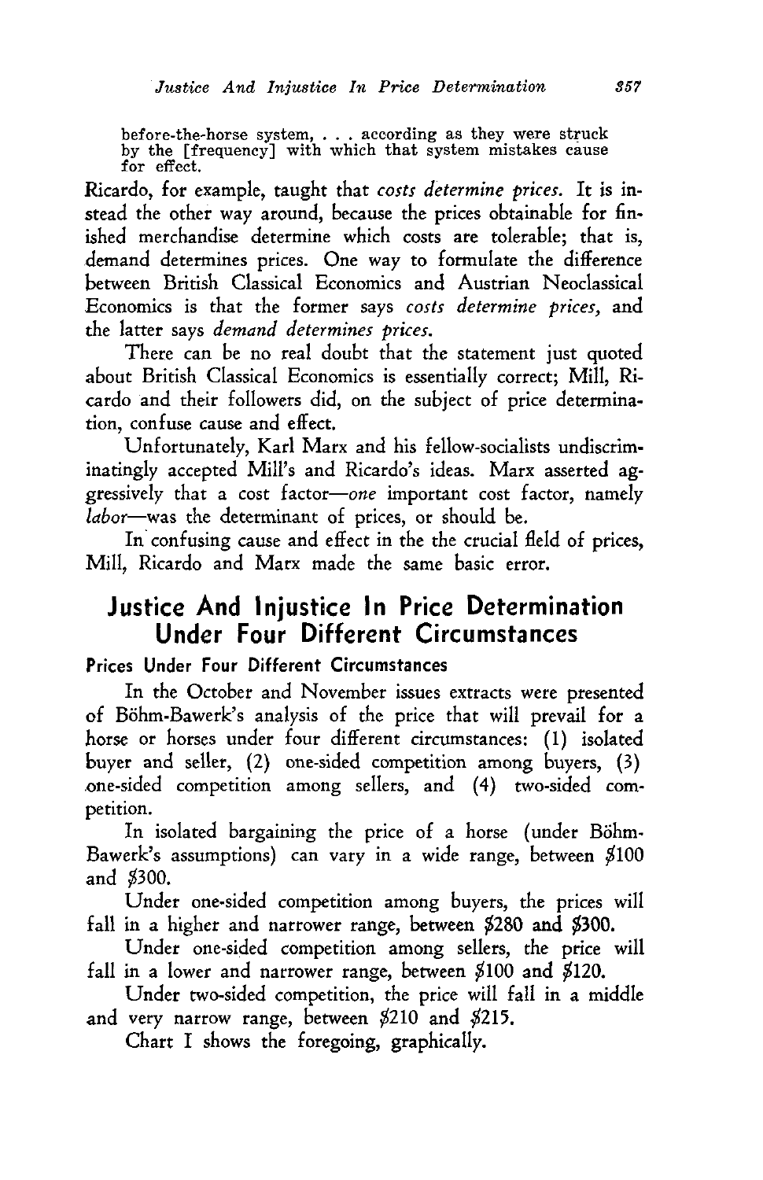before-the-horse system, . . . according as they were struck by the [frequency] with which that system mistakes cause for effect.

Ricardo, for example, taught that *costs determine prices.* It is instead the other way around, because the prices obtainable for finished merchandise determine which costs are tolerable; that is, demand determines prices. One way to formulate the difference between British Classical Economics and Austrian Neoclassical Economics is that the former says *costs determine prices,* and the latter says *demand determines prices.*

There can be no real doubt that the statement just quoted about British Classical Economics is essentially correct; Mill, Ricardo and their followers did, on the subject of price determination, confuse cause and effect.

Unfortunately, Karl Marx and his fellow-socialists undiscriminatingly accepted Mill's and Ricardo's ideas. Marx asserted aggressively that a cost factor—*one* important cost factor, namely *labor*—was the determinant of prices, or should be.

In confusing cause and effect in the the crucial field of prices, Mill, Ricardo and Marx made the same basic error.

## Justice And Injustice In Price Determination Under Four Different Circumstances

### Prices Under Four Different Circumstances

In the October and November issues extracts were presented of Böhm-Bawerk's analysis of the price that will prevail for a horse or horses under four different circumstances: (1) isolated buyer and seller, (2) one-sided competition among buyers, (3) one-sided competition among sellers, and (4) two-sided competition.

In isolated bargaining the price of a horse (under Böhm-Bawerk's assumptions) can vary in a wide range, between $100 and $300.

Under one-sided competition among buyers, the prices will fall in a higher and narrower range, between $280 and $300.

Under one-sided competition among sellers, the price will fall in a lower and narrower range, between $100 and $120.

Under two-sided competition, the price will fall in a middle and very narrow range, between $210 and $215.

Chart I shows the foregoing, graphically.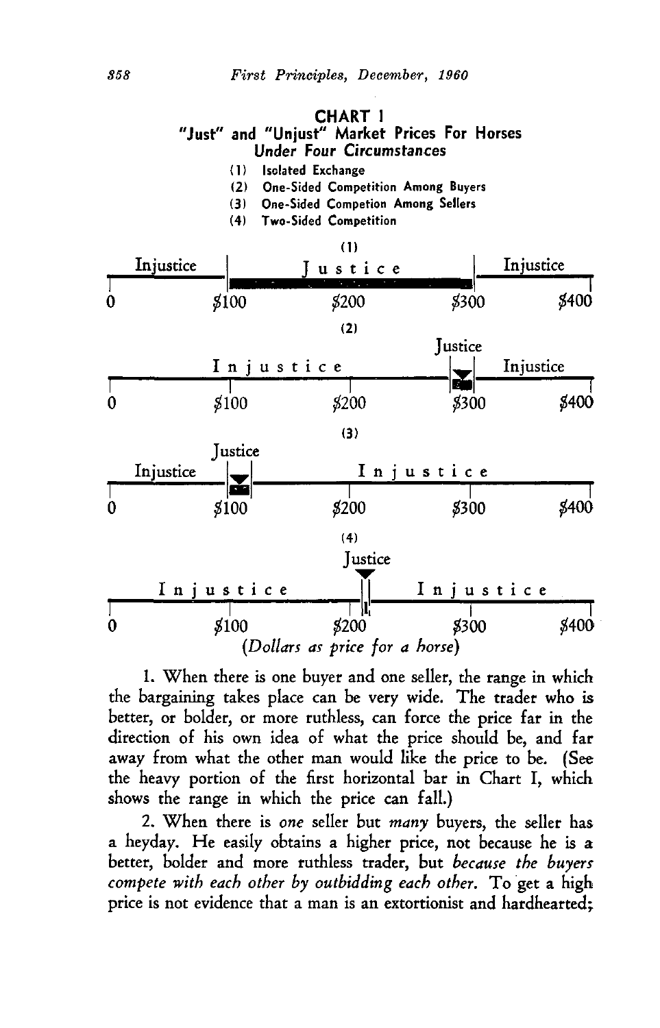**CHART I**
**"Just" and "Unjust" Market Prices For Horses Under Four Circumstances**

(1) Isolated Exchange
(2) One-Sided Competition Among Buyers
(3) One-Sided Competion Among Sellers
(4) Two-Sided Competition

(1)

Injustice | Justice | Injustice

0 — $100 — $200 — $300 — $400

(2)

Injustice | Justice | Injustice

0 — $100 — $200 — $300 — $400

(3)

Injustice | Justice | Injustice

0 — $100 — $200 — $300 — $400

(4)

Injustice | Justice | Injustice

0 — $100 — $200 — $300 — $400

*(Dollars as price for a horse)*

1. When there is one buyer and one seller, the range in which the bargaining takes place can be very wide. The trader who is better, or bolder, or more ruthless, can force the price far in the direction of his own idea of what the price should be, and far away from what the other man would like the price to be. (See the heavy portion of the first horizontal bar in Chart I, which shows the range in which the price can fall.)

2. When there is *one* seller but *many* buyers, the seller has a heyday. He easily obtains a higher price, not because he is a better, bolder and more ruthless trader, but *because the buyers compete with each other by outbidding each other.* To get a high price is not evidence that a man is an extortionist and hardhearted;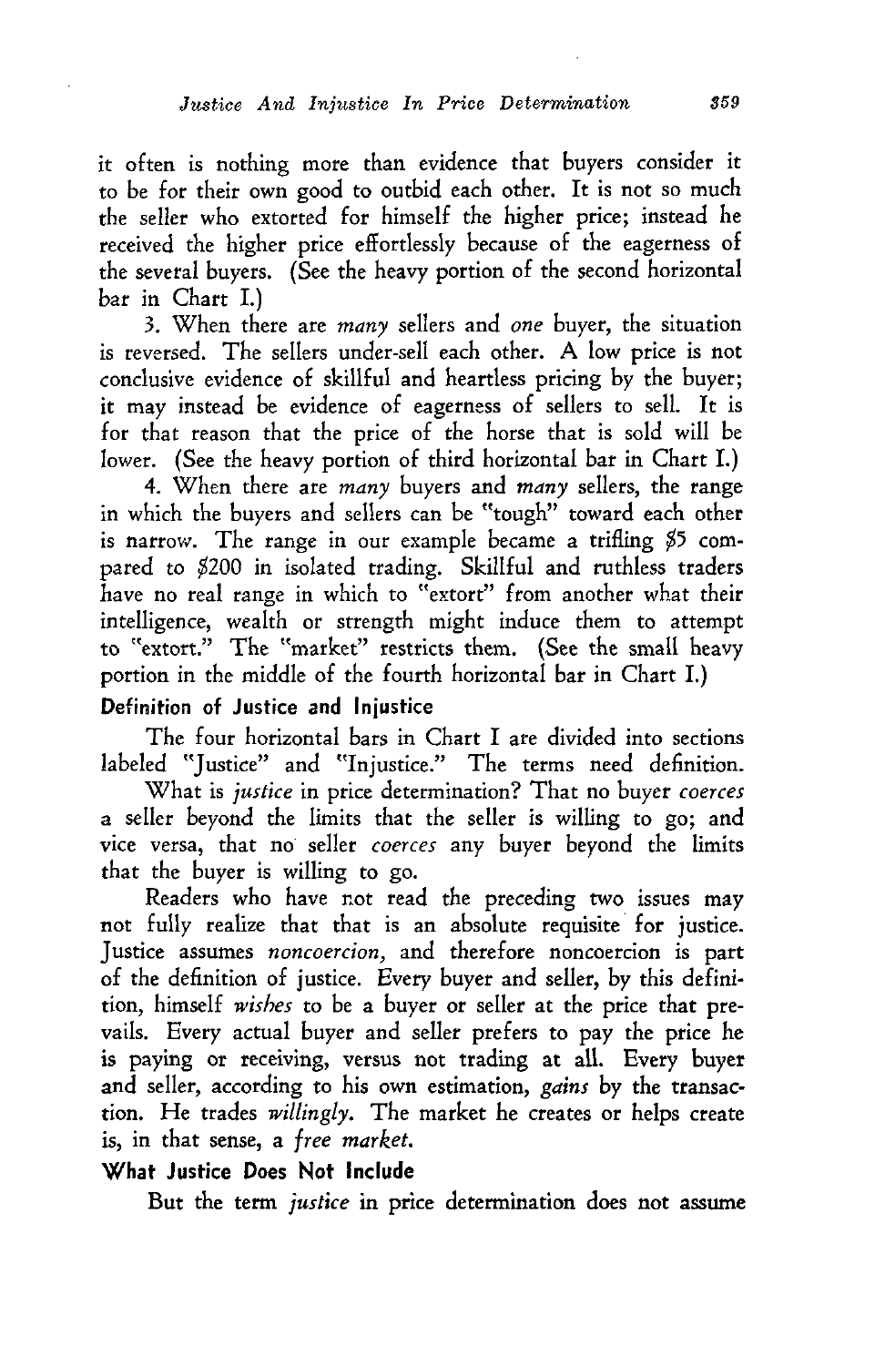it often is nothing more than evidence that buyers consider it to be for their own good to outbid each other. It is not so much the seller who extorted for himself the higher price; instead he received the higher price effortlessly because of the eagerness of the several buyers. (See the heavy portion of the second horizontal bar in Chart I.)

3. When there are *many* sellers and *one* buyer, the situation is reversed. The sellers under-sell each other. A low price is not conclusive evidence of skillful and heartless pricing by the buyer; it may instead be evidence of eagerness of sellers to sell. It is for that reason that the price of the horse that is sold will be lower. (See the heavy portion of third horizontal bar in Chart I.)

4. When there are *many* buyers and *many* sellers, the range in which the buyers and sellers can be "tough" toward each other is narrow. The range in our example became a trifling $5 compared to $200 in isolated trading. Skillful and ruthless traders have no real range in which to "extort" from another what their intelligence, wealth or strength might induce them to attempt to "extort." The "market" restricts them. (See the small heavy portion in the middle of the fourth horizontal bar in Chart I.)

### Definition of Justice and Injustice

The four horizontal bars in Chart I are divided into sections labeled "Justice" and "Injustice." The terms need definition.

What is *justice* in price determination? That no buyer *coerces* a seller beyond the limits that the seller is willing to go; and vice versa, that no seller *coerces* any buyer beyond the limits that the buyer is willing to go.

Readers who have not read the preceding two issues may not fully realize that that is an absolute requisite for justice. Justice assumes *noncoercion,* and therefore noncoercion is part of the definition of justice. Every buyer and seller, by this definition, himself *wishes* to be a buyer or seller at the price that prevails. Every actual buyer and seller prefers to pay the price he is paying or receiving, versus not trading at all. Every buyer and seller, according to his own estimation, *gains* by the transaction. He trades *willingly.* The market he creates or helps create is, in that sense, a *free market.*

### What Justice Does Not Include

But the term *justice* in price determination does not assume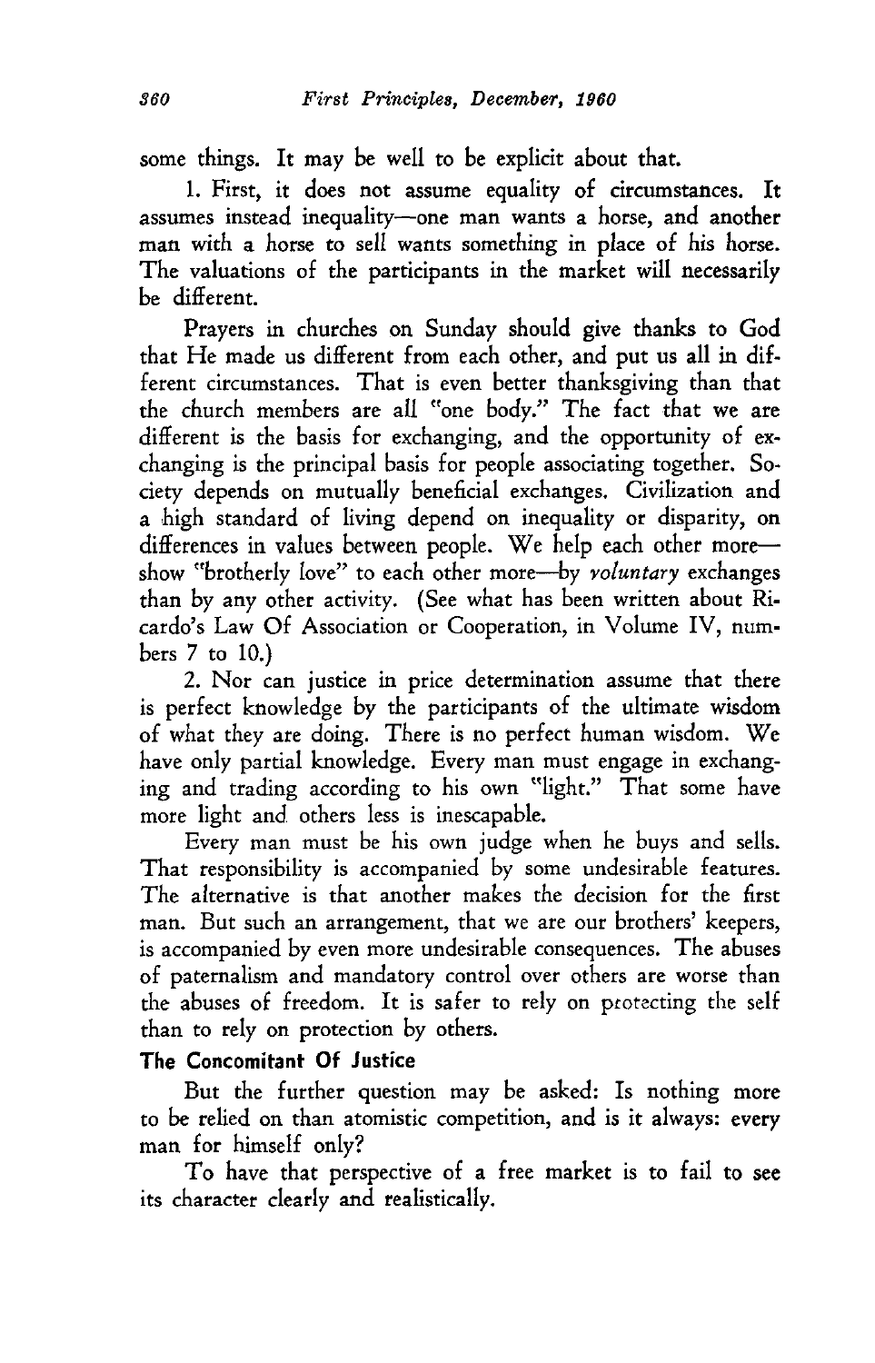some things. It may be well to be explicit about that.

1. First, it does not assume equality of circumstances. It assumes instead inequality—one man wants a horse, and another man with a horse to sell wants something in place of his horse. The valuations of the participants in the market will necessarily be different.

Prayers in churches on Sunday should give thanks to God that He made us different from each other, and put us all in different circumstances. That is even better thanksgiving than that the church members are all "one body." The fact that we are different is the basis for exchanging, and the opportunity of exchanging is the principal basis for people associating together. Society depends on mutually beneficial exchanges. Civilization and a high standard of living depend on inequality or disparity, on differences in values between people. We help each other more—show "brotherly love" to each other more—by *voluntary* exchanges than by any other activity. (See what has been written about Ricardo's Law Of Association or Cooperation, in Volume IV, numbers 7 to 10.)

2. Nor can justice in price determination assume that there is perfect knowledge by the participants of the ultimate wisdom of what they are doing. There is no perfect human wisdom. We have only partial knowledge. Every man must engage in exchanging and trading according to his own "light." That some have more light and others less is inescapable.

Every man must be his own judge when he buys and sells. That responsibility is accompanied by some undesirable features. The alternative is that another makes the decision for the first man. But such an arrangement, that we are our brothers' keepers, is accompanied by even more undesirable consequences. The abuses of paternalism and mandatory control over others are worse than the abuses of freedom. It is safer to rely on protecting the self than to rely on protection by others.

### The Concomitant Of Justice

But the further question may be asked: Is nothing more to be relied on than atomistic competition, and is it always: every man for himself only?

To have that perspective of a free market is to fail to see its character clearly and realistically.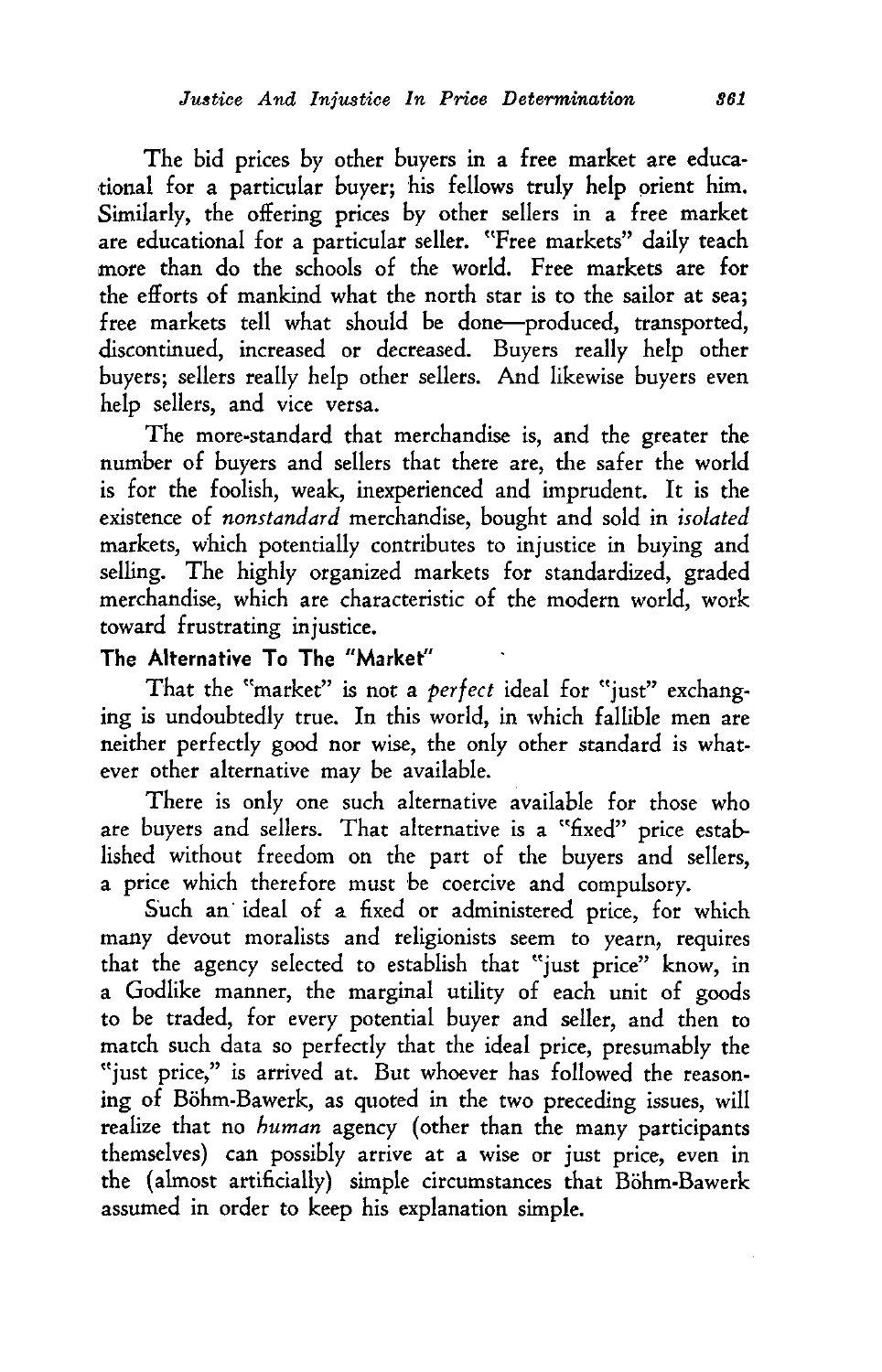The bid prices by other buyers in a free market are educational for a particular buyer; his fellows truly help orient him. Similarly, the offering prices by other sellers in a free market are educational for a particular seller. "Free markets" daily teach more than do the schools of the world. Free markets are for the efforts of mankind what the north star is to the sailor at sea; free markets tell what should be done—produced, transported, discontinued, increased or decreased. Buyers really help other buyers; sellers really help other sellers. And likewise buyers even help sellers, and vice versa.

The more-standard that merchandise is, and the greater the number of buyers and sellers that there are, the safer the world is for the foolish, weak, inexperienced and imprudent. It is the existence of *nonstandard* merchandise, bought and sold in *isolated* markets, which potentially contributes to injustice in buying and selling. The highly organized markets for standardized, graded merchandise, which are characteristic of the modern world, work toward frustrating injustice.

### The Alternative To The "Market"

That the "market" is not a *perfect* ideal for "just" exchanging is undoubtedly true. In this world, in which fallible men are neither perfectly good nor wise, the only other standard is whatever other alternative may be available.

There is only one such alternative available for those who are buyers and sellers. That alternative is a "fixed" price established without freedom on the part of the buyers and sellers, a price which therefore must be coercive and compulsory.

Such an ideal of a fixed or administered price, for which many devout moralists and religionists seem to yearn, requires that the agency selected to establish that "just price" know, in a Godlike manner, the marginal utility of each unit of goods to be traded, for every potential buyer and seller, and then to match such data so perfectly that the ideal price, presumably the "just price," is arrived at. But whoever has followed the reasoning of Böhm-Bawerk, as quoted in the two preceding issues, will realize that no *human* agency (other than the many participants themselves) can possibly arrive at a wise or just price, even in the (almost artificially) simple circumstances that Böhm-Bawerk assumed in order to keep his explanation simple.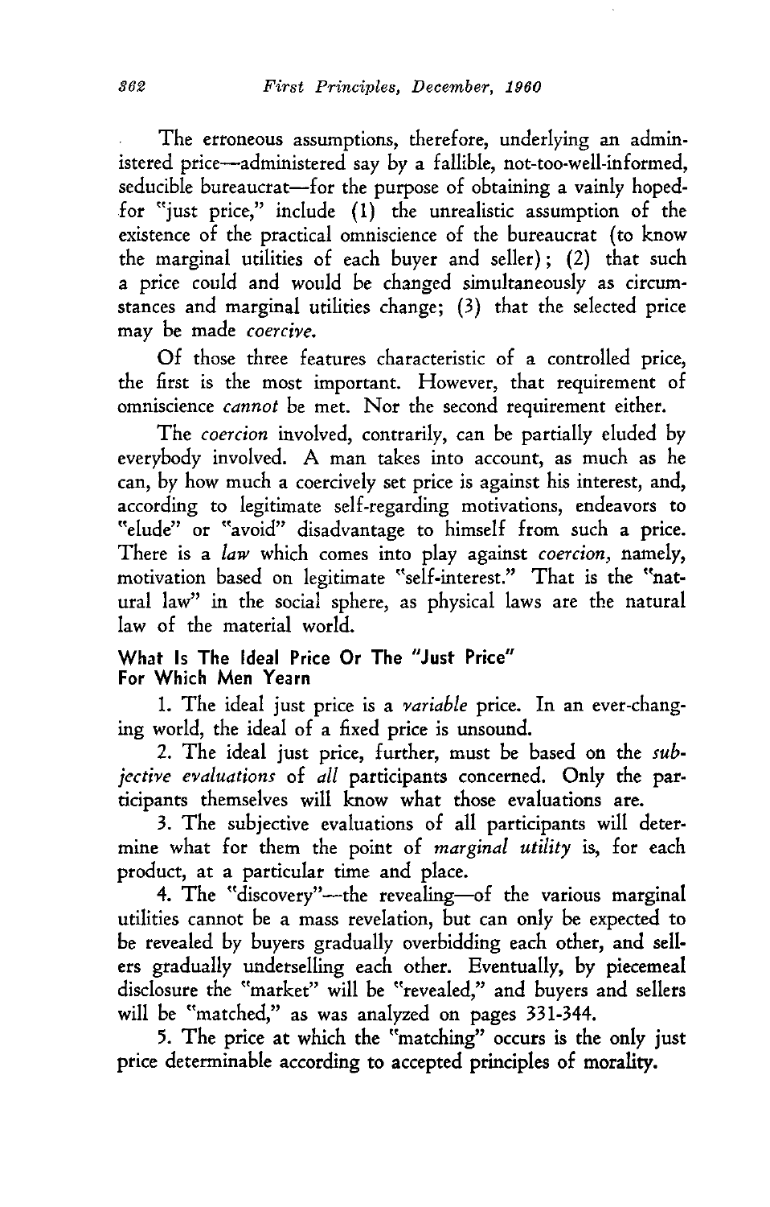The erroneous assumptions, therefore, underlying an administered price—administered say by a fallible, not-too-well-informed, seducible bureaucrat—for the purpose of obtaining a vainly hoped-for "just price," include (1) the unrealistic assumption of the existence of the practical omniscience of the bureaucrat (to know the marginal utilities of each buyer and seller); (2) that such a price could and would be changed simultaneously as circumstances and marginal utilities change; (3) that the selected price may be made *coercive.*

Of those three features characteristic of a controlled price, the first is the most important. However, that requirement of omniscience *cannot* be met. Nor the second requirement either.

The *coercion* involved, contrarily, can be partially eluded by everybody involved. A man takes into account, as much as he can, by how much a coercively set price is against his interest, and, according to legitimate self-regarding motivations, endeavors to "elude" or "avoid" disadvantage to himself from such a price. There is a *law* which comes into play against *coercion,* namely, motivation based on legitimate "self-interest." That is the "natural law" in the social sphere, as physical laws are the natural law of the material world.

### What Is The Ideal Price Or The "Just Price" For Which Men Yearn

1. The ideal just price is a *variable* price. In an ever-changing world, the ideal of a fixed price is unsound.

2. The ideal just price, further, must be based on the *subjective evaluations* of *all* participants concerned. Only the participants themselves will know what those evaluations are.

3. The subjective evaluations of all participants will determine what for them the point of *marginal utility* is, for each product, at a particular time and place.

4. The "discovery"—the revealing—of the various marginal utilities cannot be a mass revelation, but can only be expected to be revealed by buyers gradually overbidding each other, and sellers gradually underselling each other. Eventually, by piecemeal disclosure the "market" will be "revealed," and buyers and sellers will be "matched," as was analyzed on pages 331-344.

5. The price at which the "matching" occurs is the only just price determinable according to accepted principles of morality.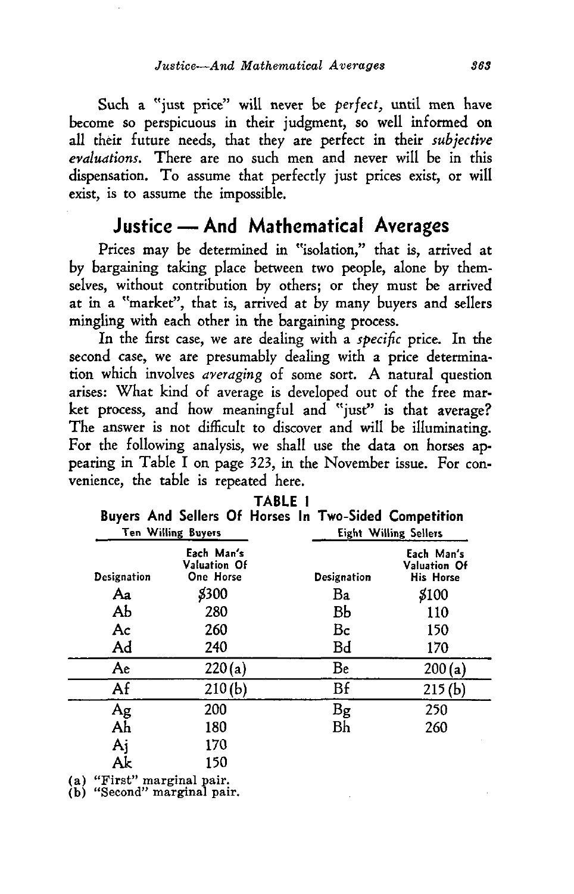Such a "just price" will never be *perfect,* until men have become so perspicuous in their judgment, so well informed on all their future needs, that they are perfect in their *subjective evaluations.* There are no such men and never will be in this dispensation. To assume that perfectly just prices exist, or will exist, is to assume the impossible.

## Justice — And Mathematical Averages

Prices may be determined in "isolation," that is, arrived at by bargaining taking place between two people, alone by themselves, without contribution by others; or they must be arrived at in a "market", that is, arrived at by many buyers and sellers mingling with each other in the bargaining process.

In the first case, we are dealing with a *specific* price. In the second case, we are presumably dealing with a price determination which involves *averaging* of some sort. A natural question arises: What kind of average is developed out of the free market process, and how meaningful and "just" is that average? The answer is not difficult to discover and will be illuminating. For the following analysis, we shall use the data on horses appearing in Table I on page 323, in the November issue. For convenience, the table is repeated here.

**TABLE I**

**Buyers And Sellers Of Horses In Two-Sided Competition**

| Ten Willing Buyers | | Eight Willing Sellers | |
|---|---|---|---|
| Designation | Each Man's Valuation Of One Horse | Designation | Each Man's Valuation Of His Horse |
| Aa | $300 | Ba | $100 |
| Ab | 280 | Bb | 110 |
| Ac | 260 | Bc | 150 |
| Ad | 240 | Bd | 170 |
| Ae | 220(a) | Be | 200(a) |
| Af | 210(b) | Bf | 215(b) |
| Ag | 200 | Bg | 250 |
| Ah | 180 | Bh | 260 |
| Aj | 170 | | |
| Ak | 150 | | |

(a) "First" marginal pair.
(b) "Second" marginal pair.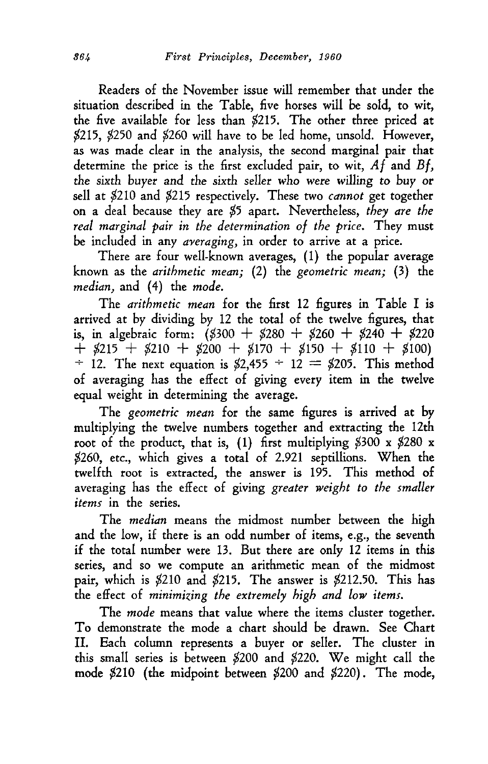Readers of the November issue will remember that under the situation described in the Table, five horses will be sold, to wit, the five available for less than $215. The other three priced at $215, $250 and $260 will have to be led home, unsold. However, as was made clear in the analysis, the second marginal pair that determine the price is the first excluded pair, to wit, *Af* and *Bf*, *the* sixth buyer and the sixth seller who were willing to buy or sell at $210 and $215 respectively. These two *cannot* get together on a deal because they are $5 apart. Nevertheless, *they are the real marginal pair in the determination of the price.* They must be included in any *averaging,* in order to arrive at a price.

There are four well-known averages, (1) the popular average known as the *arithmetic mean;* (2) the *geometric mean;* (3) the *median,* and (4) the *mode.*

The *arithmetic mean* for the first 12 figures in Table I is arrived at by dividing by 12 the total of the twelve figures, that is, in algebraic form: ($300 + $280 + $260 + $240 + $220 + $215 + $210 + $200 + $170 + $150 + $110 + $100) ÷ 12. The next equation is $2,455 ÷ 12 = $205. This method of averaging has the effect of giving every item in the twelve equal weight in determining the average.

The *geometric mean* for the same figures is arrived at by multiplying the twelve numbers together and extracting the 12th root of the product, that is, (1) first multiplying $300 x $280 x $260, etc., which gives a total of 2.921 septillions. When the twelfth root is extracted, the answer is 195. This method of averaging has the effect of giving *greater weight to the smaller items* in the series.

The *median* means the midmost number between the high and the low, if there is an odd number of items, e.g., the seventh if the total number were 13. But there are only 12 items in this series, and so we compute an arithmetic mean of the midmost pair, which is $210 and $215. The answer is $212.50. This has the effect of *minimizing the extremely high and low items.*

The *mode* means that value where the items cluster together. To demonstrate the mode a chart should be drawn. See Chart II. Each column represents a buyer or seller. The cluster in this small series is between $200 and $220. We might call the mode $210 (the midpoint between $200 and $220). The mode,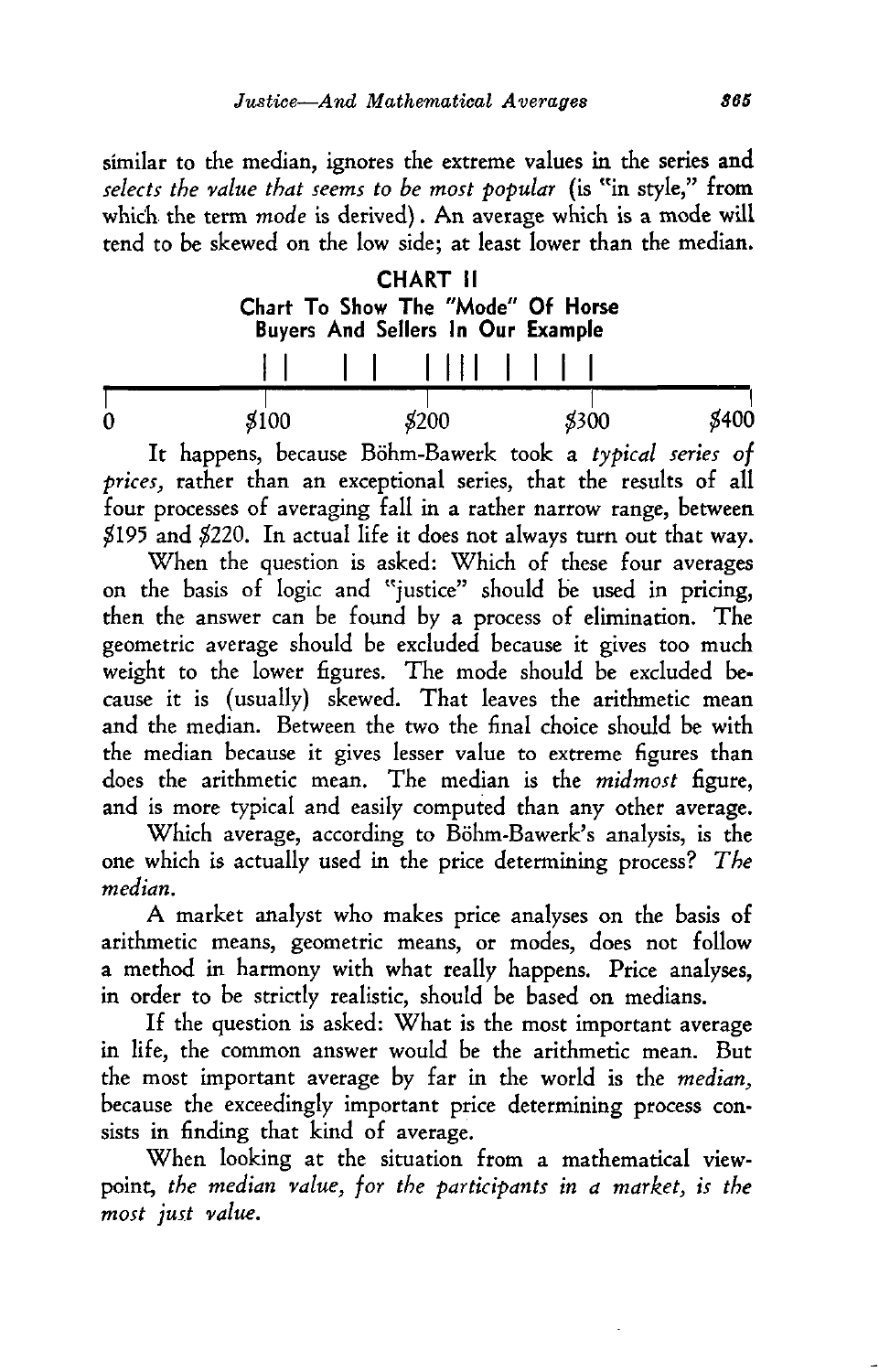similar to the median, ignores the extreme values in the series and *selects the value that seems to be most popular* (is "in style," from which the term *mode* is derived). An average which is a mode will tend to be skewed on the low side; at least lower than the median.

**CHART II**
**Chart To Show The "Mode" Of Horse Buyers And Sellers In Our Example**

| | | | | |
|---|---|---|---|---|
| 0 | $100 | $200 | $300 | $400 |

It happens, because Böhm-Bawerk took a *typical series of prices,* rather than an exceptional series, that the results of all four processes of averaging fall in a rather narrow range, between $195 and $220. In actual life it does not always turn out that way.

When the question is asked: Which of these four averages on the basis of logic and "justice" should be used in pricing, then the answer can be found by a process of elimination. The geometric average should be excluded because it gives too much weight to the lower figures. The mode should be excluded because it is (usually) skewed. That leaves the arithmetic mean and the median. Between the two the final choice should be with the median because it gives lesser value to extreme figures than does the arithmetic mean. The median is the *midmost* figure, and is more typical and easily computed than any other average.

Which average, according to Böhm-Bawerk's analysis, is the one which is actually used in the price determining process? *The median.*

A market analyst who makes price analyses on the basis of arithmetic means, geometric means, or modes, does not follow a method in harmony with what really happens. Price analyses, in order to be strictly realistic, should be based on medians.

If the question is asked: What is the most important average in life, the common answer would be the arithmetic mean. But the most important average by far in the world is the *median,* because the exceedingly important price determining process consists in finding that kind of average.

When looking at the situation from a mathematical viewpoint, *the median value, for the participants in a market, is the most just value.*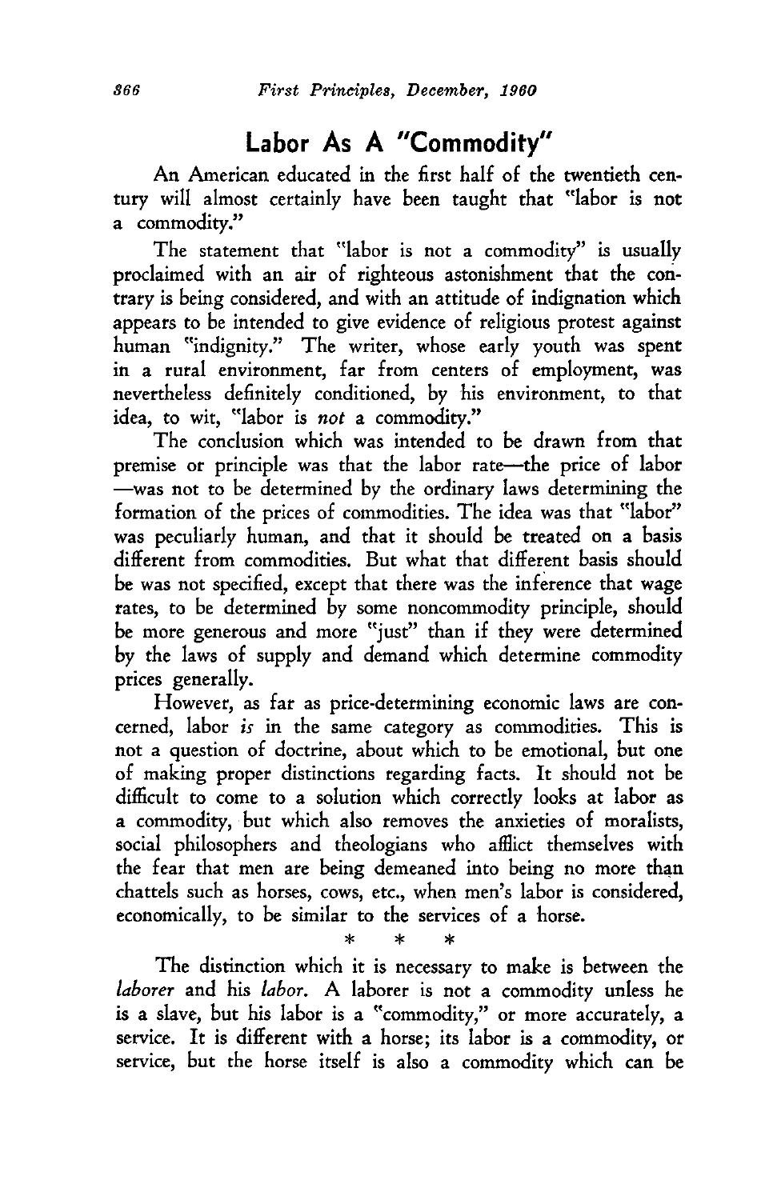## Labor As A "Commodity"

An American educated in the first half of the twentieth century will almost certainly have been taught that "labor is not a commodity."

The statement that "labor is not a commodity" is usually proclaimed with an air of righteous astonishment that the contrary is being considered, and with an attitude of indignation which appears to be intended to give evidence of religious protest against human "indignity." The writer, whose early youth was spent in a rural environment, far from centers of employment, was nevertheless definitely conditioned, by his environment, to that idea, to wit, "labor is *not* a commodity."

The conclusion which was intended to be drawn from that premise or principle was that the labor rate—the price of labor—was not to be determined by the ordinary laws determining the formation of the prices of commodities. The idea was that "labor" was peculiarly human, and that it should be treated on a basis different from commodities. But what that different basis should be was not specified, except that there was the inference that wage rates, to be determined by some noncommodity principle, should be more generous and more "just" than if they were determined by the laws of supply and demand which determine commodity prices generally.

However, as far as price-determining economic laws are concerned, labor *is* in the same category as commodities. This is not a question of doctrine, about which to be emotional, but one of making proper distinctions regarding facts. It should not be difficult to come to a solution which correctly looks at labor as a commodity, but which also removes the anxieties of moralists, social philosophers and theologians who afflict themselves with the fear that men are being demeaned into being no more than chattels such as horses, cows, etc., when men's labor is considered, economically, to be similar to the services of a horse.

\* \* \*

The distinction which it is necessary to make is between the *laborer* and his *labor*. A laborer is not a commodity unless he is a slave, but his labor is a "commodity," or more accurately, a service. It is different with a horse; its labor is a commodity, or service, but the horse itself is also a commodity which can be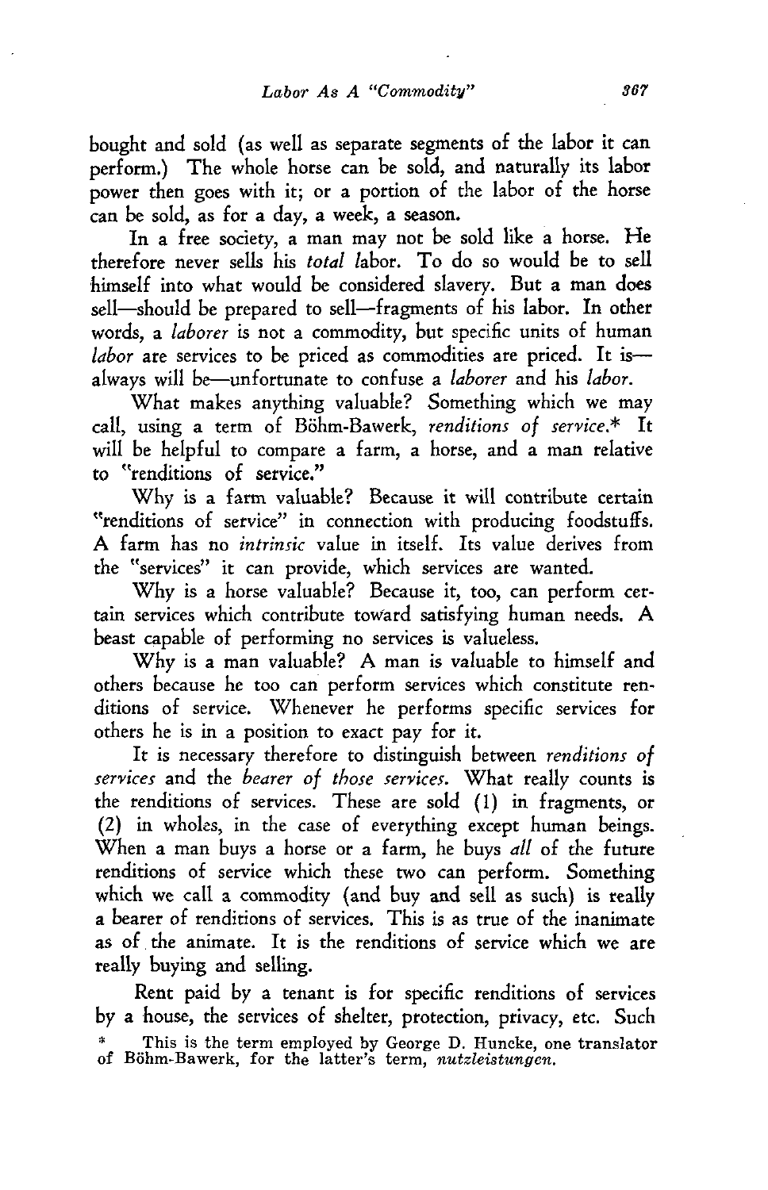bought and sold (as well as separate segments of the labor it can perform.) The whole horse can be sold, and naturally its labor power then goes with it; or a portion of the labor of the horse can be sold, as for a day, a week, a season.

In a free society, a man may not be sold like a horse. He therefore never sells his *total* labor. To do so would be to sell himself into what would be considered slavery. But a man does sell—should be prepared to sell—fragments of his labor. In other words, a *laborer* is not a commodity, but specific units of human *labor* are services to be priced as commodities are priced. It is—always will be—unfortunate to confuse a *laborer* and his *labor*.

What makes anything valuable? Something which we may call, using a term of Böhm-Bawerk, *renditions of service*.* It will be helpful to compare a farm, a horse, and a man relative to "renditions of service."

Why is a farm valuable? Because it will contribute certain "renditions of service" in connection with producing foodstuffs. A farm has no *intrinsic* value in itself. Its value derives from the "services" it can provide, which services are wanted.

Why is a horse valuable? Because it, too, can perform certain services which contribute toward satisfying human needs. A beast capable of performing no services is valueless.

Why is a man valuable? A man is valuable to himself and others because he too can perform services which constitute renditions of service. Whenever he performs specific services for others he is in a position to exact pay for it.

It is necessary therefore to distinguish between *renditions of services* and the *bearer of those services*. What really counts is the renditions of services. These are sold (1) in fragments, or (2) in wholes, in the case of everything except human beings. When a man buys a horse or a farm, he buys *all* of the future renditions of service which these two can perform. Something which we call a commodity (and buy and sell as such) is really a bearer of renditions of services. This is as true of the inanimate as of the animate. It is the renditions of service which we are really buying and selling.

Rent paid by a tenant is for specific renditions of services by a house, the services of shelter, protection, privacy, etc. Such

\* This is the term employed by George D. Huncke, one translator of Böhm-Bawerk, for the latter's term, *nutzleistungen*.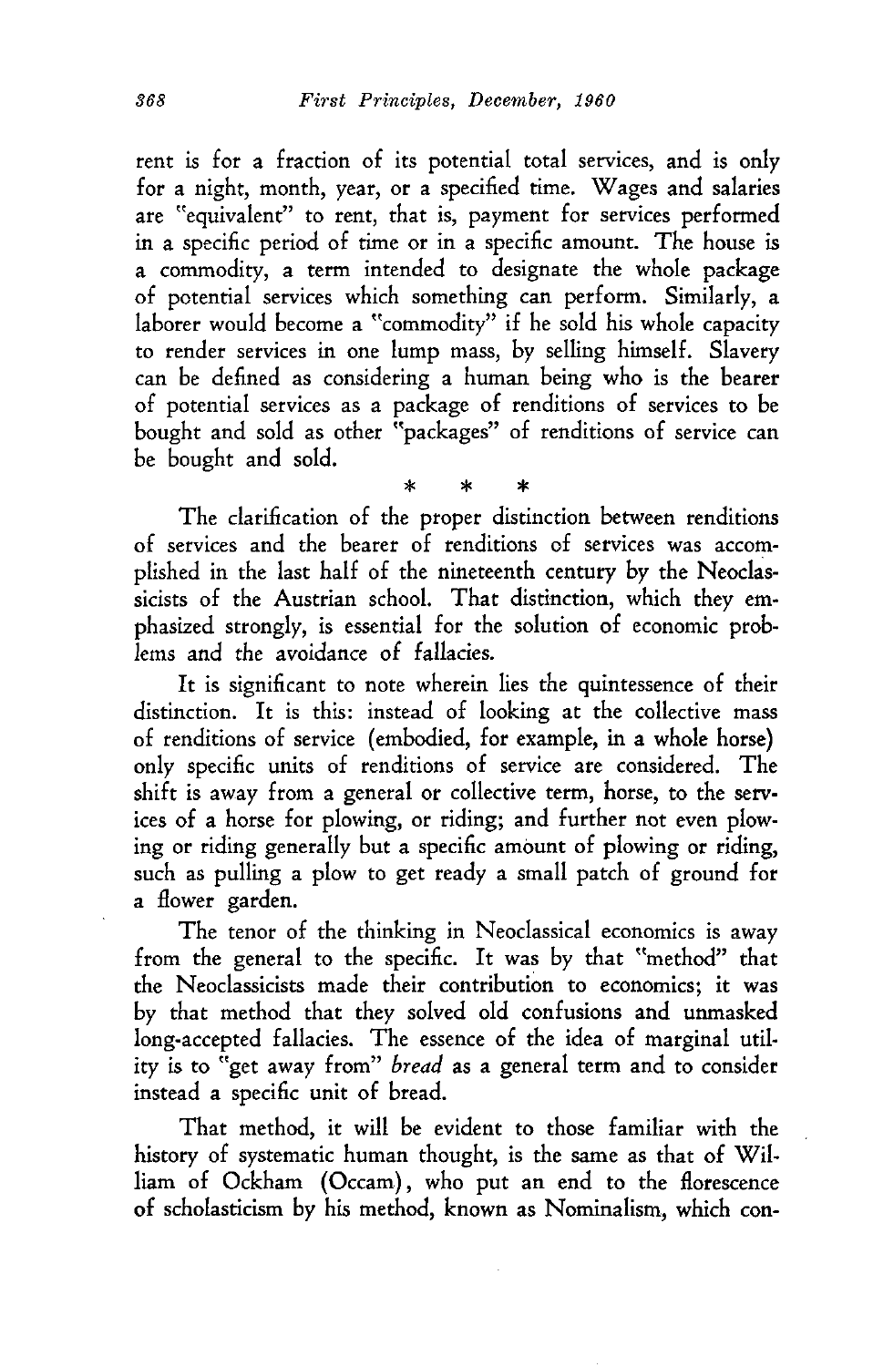rent is for a fraction of its potential total services, and is only for a night, month, year, or a specified time. Wages and salaries are "equivalent" to rent, that is, payment for services performed in a specific period of time or in a specific amount. The house is a commodity, a term intended to designate the whole package of potential services which something can perform. Similarly, a laborer would become a "commodity" if he sold his whole capacity to render services in one lump mass, by selling himself. Slavery can be defined as considering a human being who is the bearer of potential services as a package of renditions of services to be bought and sold as other "packages" of renditions of service can be bought and sold.

\* \* \*

The clarification of the proper distinction between renditions of services and the bearer of renditions of services was accomplished in the last half of the nineteenth century by the Neoclassicists of the Austrian school. That distinction, which they emphasized strongly, is essential for the solution of economic problems and the avoidance of fallacies.

It is significant to note wherein lies the quintessence of their distinction. It is this: instead of looking at the collective mass of renditions of service (embodied, for example, in a whole horse) only specific units of renditions of service are considered. The shift is away from a general or collective term, horse, to the services of a horse for plowing, or riding; and further not even plowing or riding generally but a specific amount of plowing or riding, such as pulling a plow to get ready a small patch of ground for a flower garden.

The tenor of the thinking in Neoclassical economics is away from the general to the specific. It was by that "method" that the Neoclassicists made their contribution to economics; it was by that method that they solved old confusions and unmasked long-accepted fallacies. The essence of the idea of marginal utility is to "get away from" *bread* as a general term and to consider instead a specific unit of bread.

That method, it will be evident to those familiar with the history of systematic human thought, is the same as that of William of Ockham (Occam), who put an end to the florescence of scholasticism by his method, known as Nominalism, which con-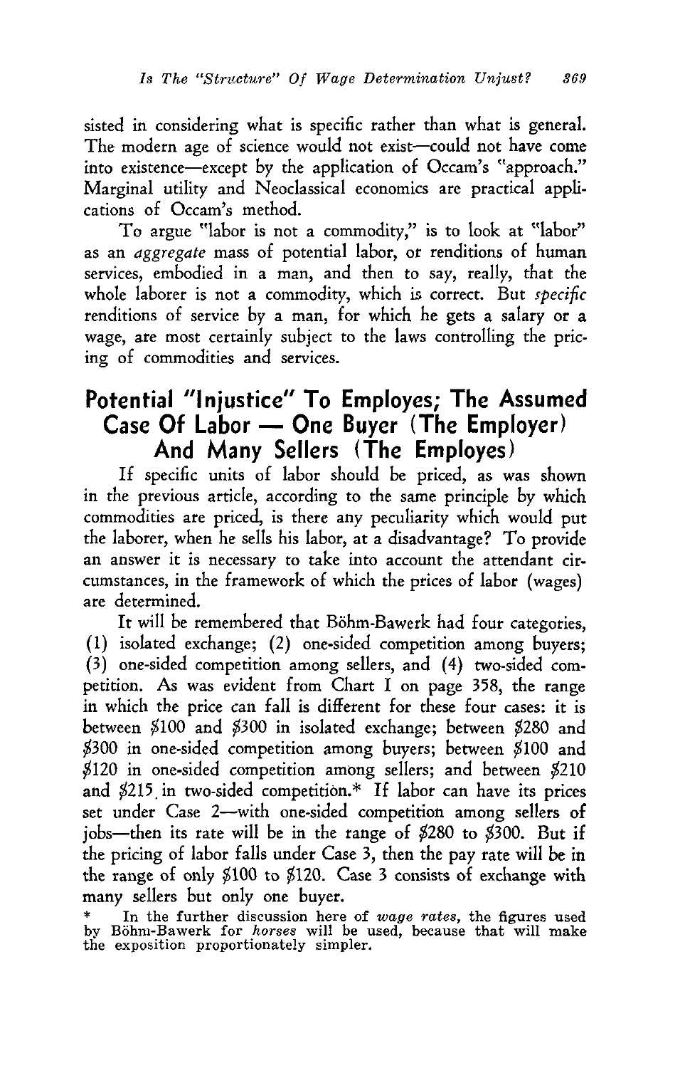sisted in considering what is specific rather than what is general. The modern age of science would not exist—could not have come into existence—except by the application of Occam's "approach." Marginal utility and Neoclassical economics are practical applications of Occam's method.

To argue "labor is not a commodity," is to look at "labor" as an *aggregate* mass of potential labor, or renditions of human services, embodied in a man, and then to say, really, that the whole laborer is not a commodity, which is correct. But *specific* renditions of service by a man, for which he gets a salary or a wage, are most certainly subject to the laws controlling the pricing of commodities and services.

## Potential "Injustice" To Employes; The Assumed Case Of Labor — One Buyer (The Employer) And Many Sellers (The Employes)

If specific units of labor should be priced, as was shown in the previous article, according to the same principle by which commodities are priced, is there any peculiarity which would put the laborer, when he sells his labor, at a disadvantage? To provide an answer it is necessary to take into account the attendant circumstances, in the framework of which the prices of labor (wages) are determined.

It will be remembered that Böhm-Bawerk had four categories, (1) isolated exchange; (2) one-sided competition among buyers; (3) one-sided competition among sellers, and (4) two-sided competition. As was evident from Chart I on page 358, the range in which the price can fall is different for these four cases: it is between $100 and $300 in isolated exchange; between $280 and $300 in one-sided competition among buyers; between $100 and $120 in one-sided competition among sellers; and between $210 and $215 in two-sided competition.* If labor can have its prices set under Case 2—with one-sided competition among sellers of jobs—then its rate will be in the range of $280 to $300. But if the pricing of labor falls under Case 3, then the pay rate will be in the range of only $100 to $120. Case 3 consists of exchange with many sellers but only one buyer.

\* In the further discussion here of *wage rates*, the figures used by Böhm-Bawerk for *horses* will be used, because that will make the exposition proportionately simpler.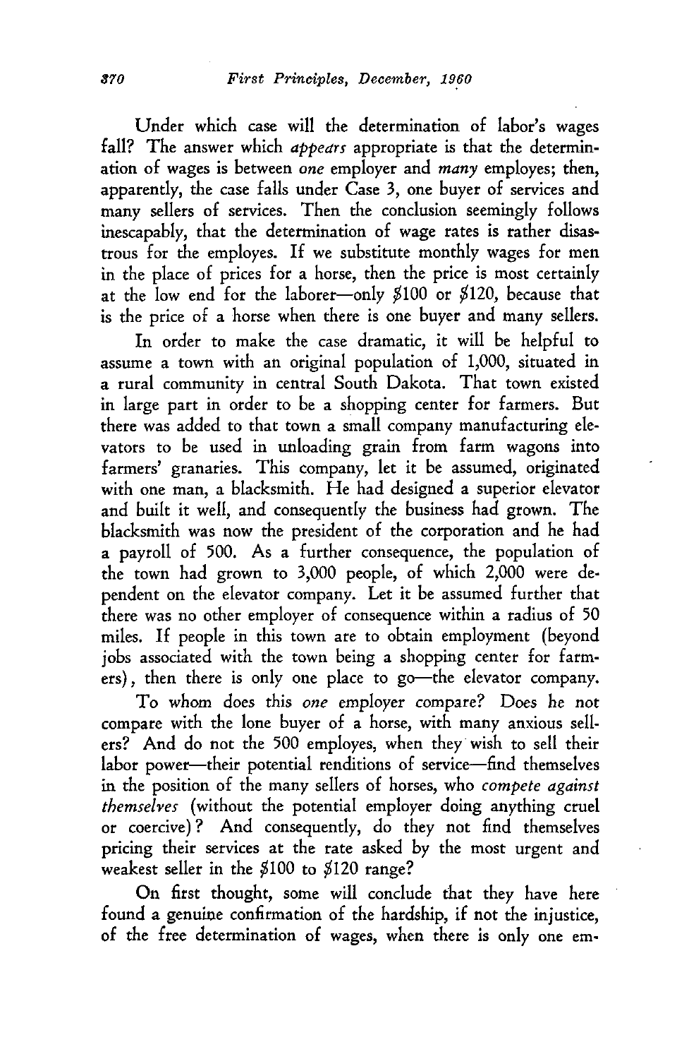Under which case will the determination of labor's wages fall? The answer which *appears* appropriate is that the determination of wages is between *one* employer and *many* employes; then, apparently, the case falls under Case 3, one buyer of services and many sellers of services. Then the conclusion seemingly follows inescapably, that the determination of wage rates is rather disastrous for the employes. If we substitute monthly wages for men in the place of prices for a horse, then the price is most certainly at the low end for the laborer—only $100 or $120, because that is the price of a horse when there is one buyer and many sellers.

In order to make the case dramatic, it will be helpful to assume a town with an original population of 1,000, situated in a rural community in central South Dakota. That town existed in large part in order to be a shopping center for farmers. But there was added to that town a small company manufacturing elevators to be used in unloading grain from farm wagons into farmers' granaries. This company, let it be assumed, originated with one man, a blacksmith. He had designed a superior elevator and built it well, and consequently the business had grown. The blacksmith was now the president of the corporation and he had a payroll of 500. As a further consequence, the population of the town had grown to 3,000 people, of which 2,000 were dependent on the elevator company. Let it be assumed further that there was no other employer of consequence within a radius of 50 miles. If people in this town are to obtain employment (beyond jobs associated with the town being a shopping center for farmers), then there is only one place to go—the elevator company.

To whom does this *one* employer compare? Does he not compare with the lone buyer of a horse, with many anxious sellers? And do not the 500 employes, when they wish to sell their labor power—their potential renditions of service—find themselves in the position of the many sellers of horses, who *compete against themselves* (without the potential employer doing anything cruel or coercive)? And consequently, do they not find themselves pricing their services at the rate asked by the most urgent and weakest seller in the $100 to $120 range?

On first thought, some will conclude that they have here found a genuine confirmation of the hardship, if not the injustice, of the free determination of wages, when there is only one em-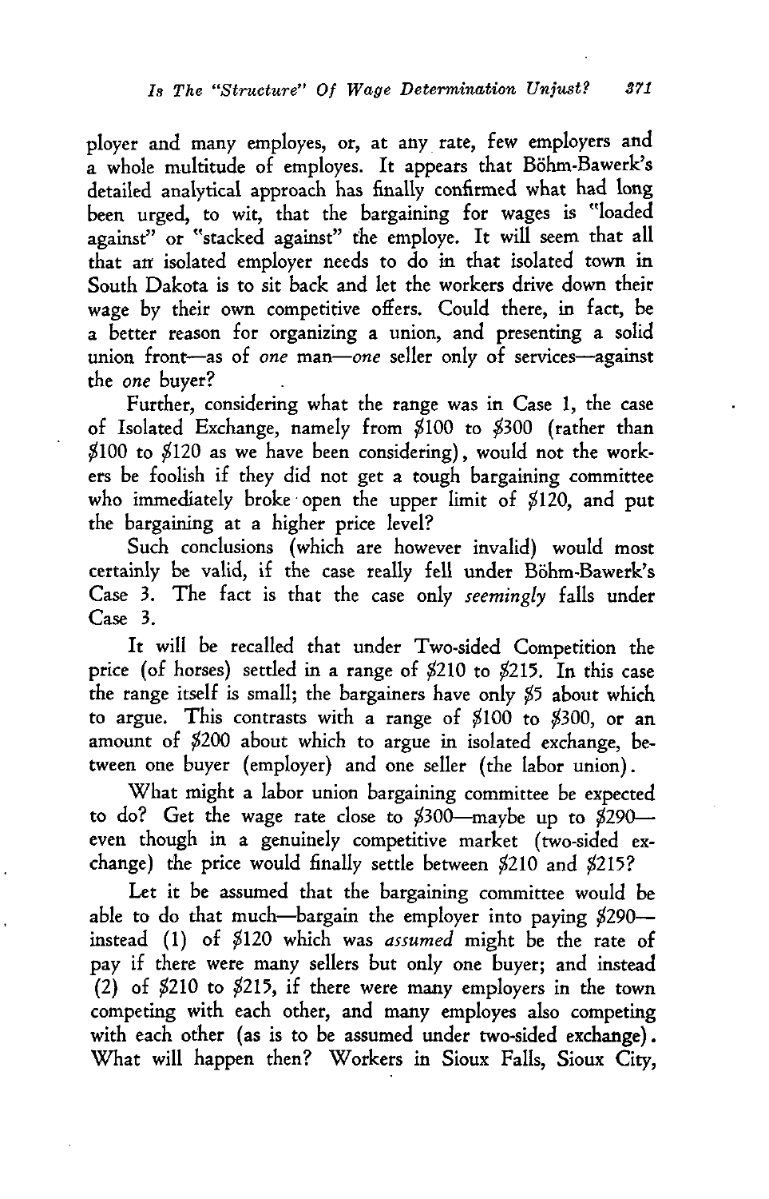ployer and many employes, or, at any rate, few employers and a whole multitude of employes. It appears that Böhm-Bawerk's detailed analytical approach has finally confirmed what had long been urged, to wit, that the bargaining for wages is "loaded against" or "stacked against" the employe. It will seem that all that an isolated employer needs to do in that isolated town in South Dakota is to sit back and let the workers drive down their wage by their own competitive offers. Could there, in fact, be a better reason for organizing a union, and presenting a solid union front—as of *one* man—*one* seller only of services—against the *one* buyer?

Further, considering what the range was in Case 1, the case of Isolated Exchange, namely from $100 to $300 (rather than $100 to $120 as we have been considering), would not the workers be foolish if they did not get a tough bargaining committee who immediately broke open the upper limit of $120, and put the bargaining at a higher price level?

Such conclusions (which are however invalid) would most certainly be valid, if the case really fell under Böhm-Bawerk's Case 3. The fact is that the case only *seemingly* falls under Case 3.

It will be recalled that under Two-sided Competition the price (of horses) settled in a range of $210 to $215. In this case the range itself is small; the bargainers have only $5 about which to argue. This contrasts with a range of $100 to $300, or an amount of $200 about which to argue in isolated exchange, between one buyer (employer) and one seller (the labor union).

What might a labor union bargaining committee be expected to do? Get the wage rate close to $300—maybe up to $290—even though in a genuinely competitive market (two-sided exchange) the price would finally settle between $210 and $215?

Let it be assumed that the bargaining committee would be able to do that much—bargain the employer into paying $290—instead (1) of $120 which was *assumed* might be the rate of pay if there were many sellers but only one buyer; and instead (2) of $210 to $215, if there were many employers in the town competing with each other, and many employes also competing with each other (as is to be assumed under two-sided exchange). What will happen then? Workers in Sioux Falls, Sioux City,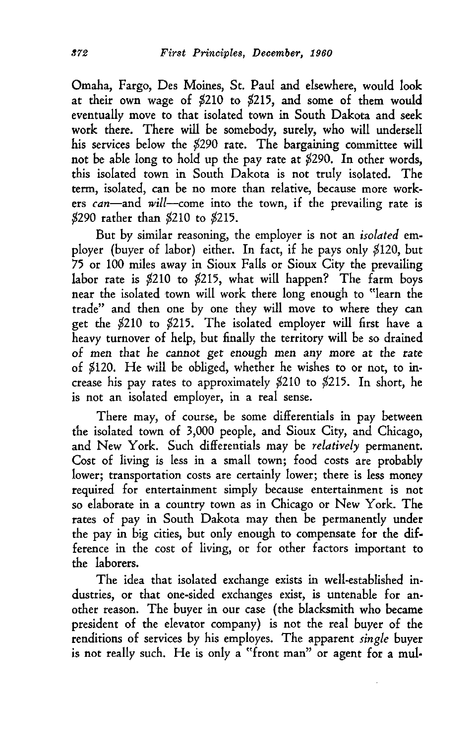Omaha, Fargo, Des Moines, St. Paul and elsewhere, would look at their own wage of $210 to $215, and some of them would eventually move to that isolated town in South Dakota and seek work there. There will be somebody, surely, who will undersell his services below the $290 rate. The bargaining committee will not be able long to hold up the pay rate at $290. In other words, this isolated town in South Dakota is not truly isolated. The term, isolated, can be no more than relative, because more workers *can*—and *will*—come into the town, if the prevailing rate is $290 rather than $210 to $215.

But by similar reasoning, the employer is not an *isolated* employer (buyer of labor) either. In fact, if he pays only $120, but 75 or 100 miles away in Sioux Falls or Sioux City the prevailing labor rate is $210 to $215, what will happen? The farm boys near the isolated town will work there long enough to "learn the trade" and then one by one they will move to where they can get the $210 to $215. The isolated employer will first have a heavy turnover of help, but finally the territory will be so drained of men that he cannot get enough men any more at the rate of $120. He will be obliged, whether he wishes to or not, to increase his pay rates to approximately $210 to $215. In short, he is not an isolated employer, in a real sense.

There may, of course, be some differentials in pay between the isolated town of 3,000 people, and Sioux City, and Chicago, and New York. Such differentials may be *relatively* permanent. Cost of living is less in a small town; food costs are probably lower; transportation costs are certainly lower; there is less money required for entertainment simply because entertainment is not so elaborate in a country town as in Chicago or New York. The rates of pay in South Dakota may then be permanently under the pay in big cities, but only enough to compensate for the difference in the cost of living, or for other factors important to the laborers.

The idea that isolated exchange exists in well-established industries, or that one-sided exchanges exist, is untenable for another reason. The buyer in our case (the blacksmith who became president of the elevator company) is not the real buyer of the renditions of services by his employes. The apparent *single* buyer is not really such. He is only a "front man" or agent for a mul-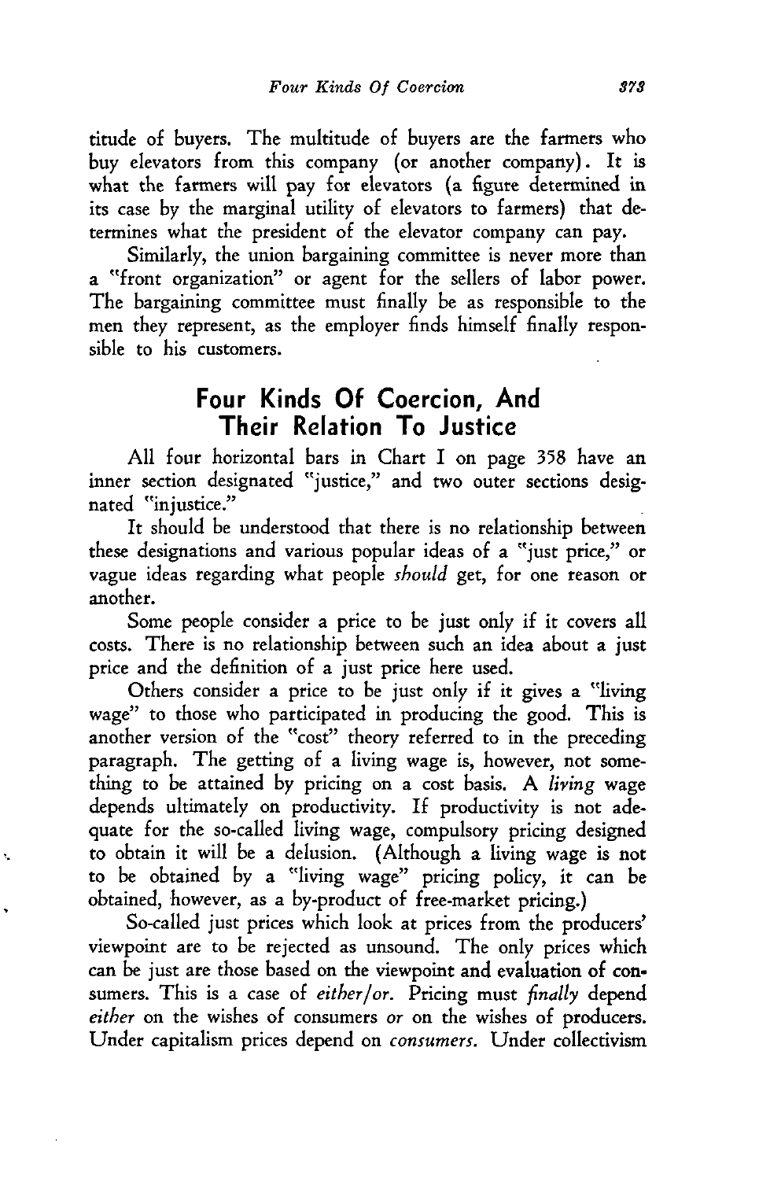titude of buyers. The multitude of buyers are the farmers who buy elevators from this company (or another company). It is what the farmers will pay for elevators (a figure determined in its case by the marginal utility of elevators to farmers) that determines what the president of the elevator company can pay.

Similarly, the union bargaining committee is never more than a "front organization" or agent for the sellers of labor power. The bargaining committee must finally be as responsible to the men they represent, as the employer finds himself finally responsible to his customers.

## Four Kinds Of Coercion, And Their Relation To Justice

All four horizontal bars in Chart I on page 358 have an inner section designated "justice," and two outer sections designated "injustice."

It should be understood that there is no relationship between these designations and various popular ideas of a "just price," or vague ideas regarding what people *should* get, for one reason or another.

Some people consider a price to be just only if it covers all costs. There is no relationship between such an idea about a just price and the definition of a just price here used.

Others consider a price to be just only if it gives a "living wage" to those who participated in producing the good. This is another version of the "cost" theory referred to in the preceding paragraph. The getting of a living wage is, however, not something to be attained by pricing on a cost basis. A *living* wage depends ultimately on productivity. If productivity is not adequate for the so-called living wage, compulsory pricing designed to obtain it will be a delusion. (Although a living wage is not to be obtained by a "living wage" pricing policy, it can be obtained, however, as a by-product of free-market pricing.)

So-called just prices which look at prices from the producers' viewpoint are to be rejected as unsound. The only prices which can be just are those based on the viewpoint and evaluation of consumers. This is a case of *either/or*. Pricing must *finally* depend *either* on the wishes of consumers *or* on the wishes of producers. Under capitalism prices depend on *consumers*. Under collectivism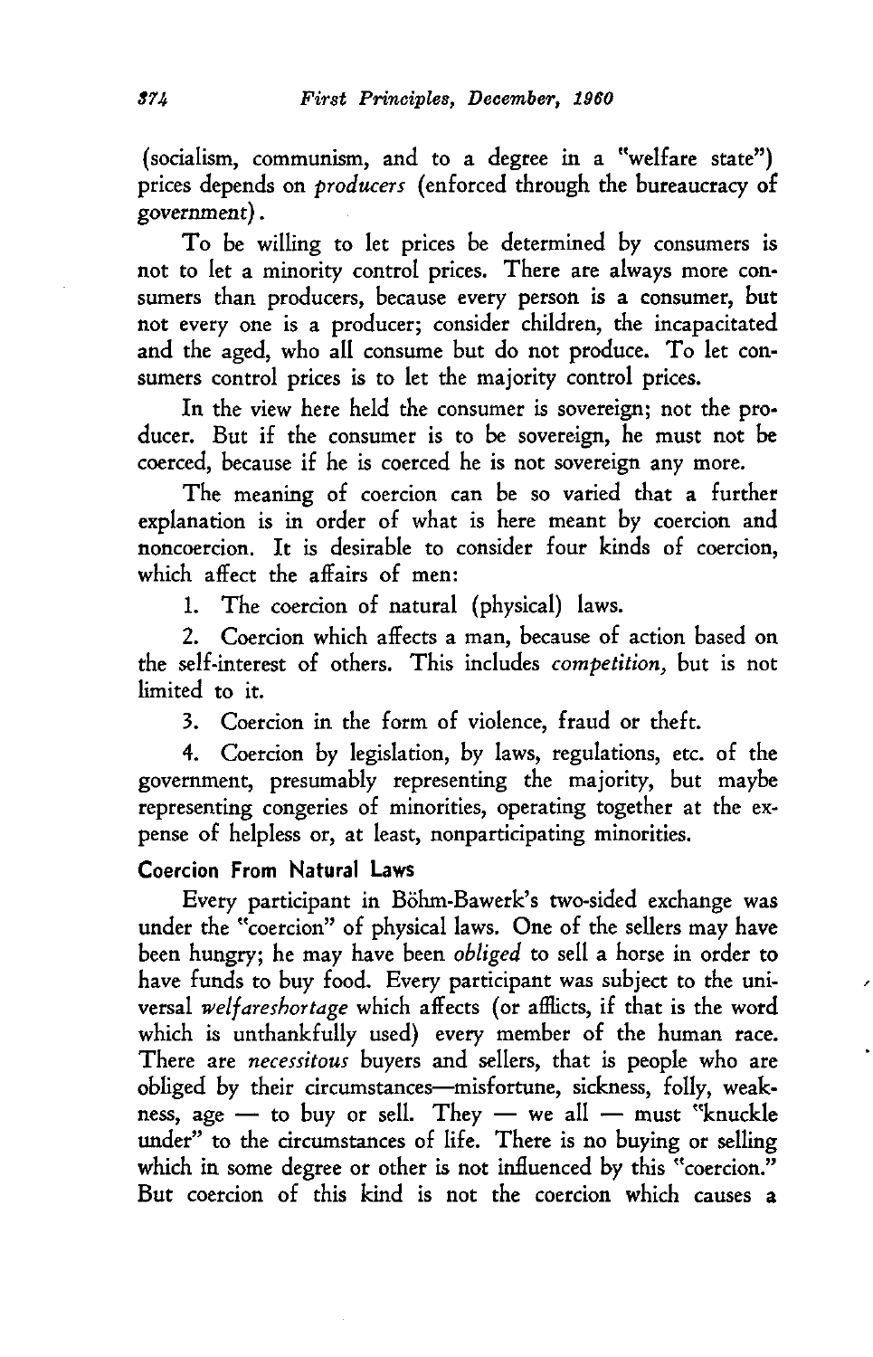(socialism, communism, and to a degree in a "welfare state") prices depends on *producers* (enforced through the bureaucracy of government).

To be willing to let prices be determined by consumers is not to let a minority control prices. There are always more consumers than producers, because every person is a consumer, but not every one is a producer; consider children, the incapacitated and the aged, who all consume but do not produce. To let consumers control prices is to let the majority control prices.

In the view here held the consumer is sovereign; not the producer. But if the consumer is to be sovereign, he must not be coerced, because if he is coerced he is not sovereign any more.

The meaning of coercion can be so varied that a further explanation is in order of what is here meant by coercion and noncoercion. It is desirable to consider four kinds of coercion, which affect the affairs of men:

1. The coercion of natural (physical) laws.

2. Coercion which affects a man, because of action based on the self-interest of others. This includes *competition*, but is not limited to it.

3. Coercion in the form of violence, fraud or theft.

4. Coercion by legislation, by laws, regulations, etc. of the government, presumably representing the majority, but maybe representing congeries of minorities, operating together at the expense of helpless or, at least, nonparticipating minorities.

### Coercion From Natural Laws

Every participant in Böhm-Bawerk's two-sided exchange was under the "coercion" of physical laws. One of the sellers may have been hungry; he may have been *obliged* to sell a horse in order to have funds to buy food. Every participant was subject to the universal *welfareshortage* which affects (or afflicts, if that is the word which is unthankfully used) every member of the human race. There are *necessitous* buyers and sellers, that is people who are obliged by their circumstances—misfortune, sickness, folly, weakness, age — to buy or sell. They — we all — must "knuckle under" to the circumstances of life. There is no buying or selling which in some degree or other is not influenced by this "coercion." But coercion of this kind is not the coercion which causes a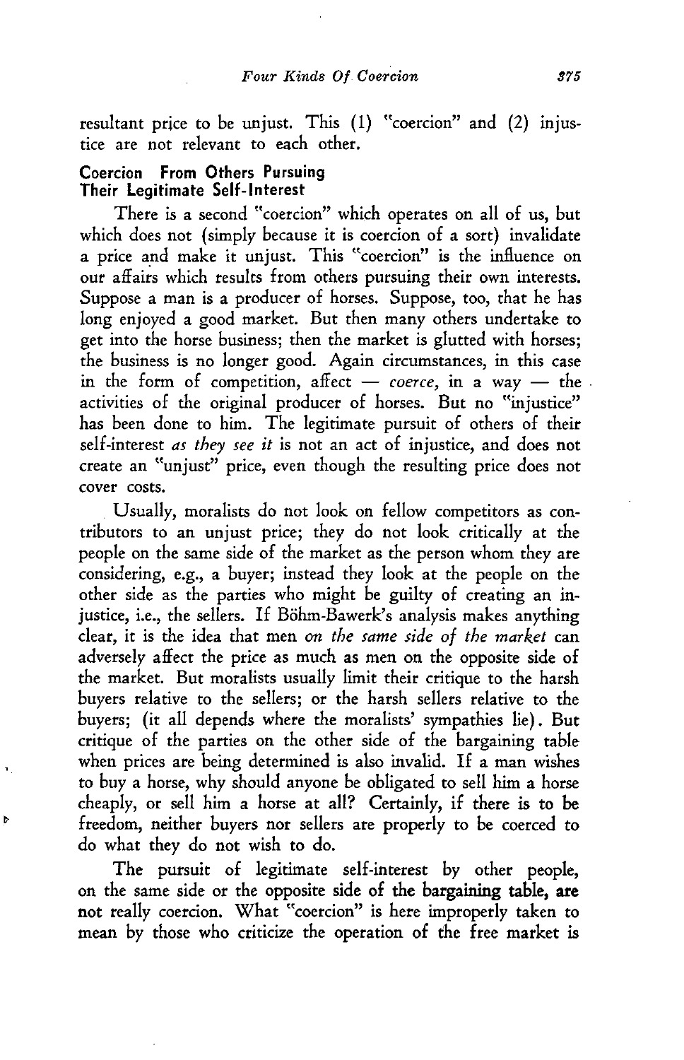resultant price to be unjust. This (1) "coercion" and (2) injustice are not relevant to each other.

### Coercion From Others Pursuing Their Legitimate Self-Interest

There is a second "coercion" which operates on all of us, but which does not (simply because it is coercion of a sort) invalidate a price and make it unjust. This "coercion" is the influence on our affairs which results from others pursuing their own interests. Suppose a man is a producer of horses. Suppose, too, that he has long enjoyed a good market. But then many others undertake to get into the horse business; then the market is glutted with horses; the business is no longer good. Again circumstances, in this case in the form of competition, affect — *coerce,* in a way — the activities of the original producer of horses. But no "injustice" has been done to him. The legitimate pursuit of others of their self-interest *as they see it* is not an act of injustice, and does not create an "unjust" price, even though the resulting price does not cover costs.

Usually, moralists do not look on fellow competitors as contributors to an unjust price; they do not look critically at the people on the same side of the market as the person whom they are considering, e.g., a buyer; instead they look at the people on the other side as the parties who might be guilty of creating an injustice, i.e., the sellers. If Böhm-Bawerk's analysis makes anything clear, it is the idea that men *on the same side of the market* can adversely affect the price as much as men on the opposite side of the market. But moralists usually limit their critique to the harsh buyers relative to the sellers; or the harsh sellers relative to the buyers; (it all depends where the moralists' sympathies lie). But critique of the parties on the other side of the bargaining table when prices are being determined is also invalid. If a man wishes to buy a horse, why should anyone be obligated to sell him a horse cheaply, or sell him a horse at all? Certainly, if there is to be freedom, neither buyers nor sellers are properly to be coerced to do what they do not wish to do.

The pursuit of legitimate self-interest by other people, on the same side or the opposite side of the bargaining table, are not really coercion. What "coercion" is here improperly taken to mean by those who criticize the operation of the free market is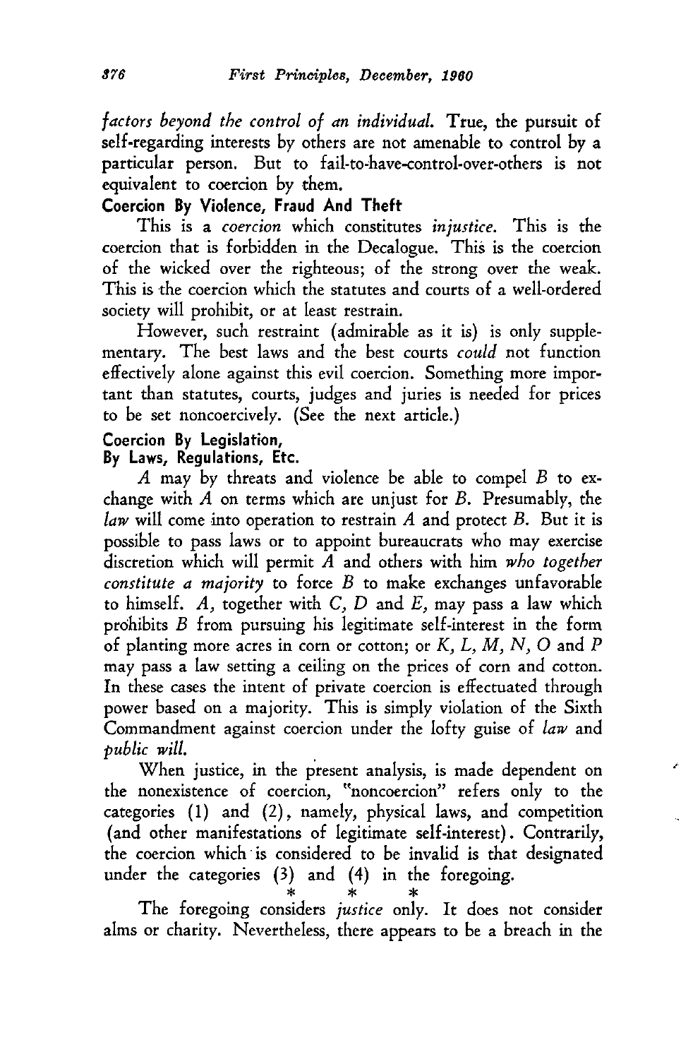*factors beyond the control of an individual.* True, the pursuit of self-regarding interests by others are not amenable to control by a particular person. But to fail-to-have-control-over-others is not equivalent to coercion by them.

### Coercion By Violence, Fraud And Theft

This is a *coercion* which constitutes *injustice*. This is the coercion that is forbidden in the Decalogue. This is the coercion of the wicked over the righteous; of the strong over the weak. This is the coercion which the statutes and courts of a well-ordered society will prohibit, or at least restrain.

However, such restraint (admirable as it is) is only supplementary. The best laws and the best courts *could* not function effectively alone against this evil coercion. Something more important than statutes, courts, judges and juries is needed for prices to be set noncoercively. (See the next article.)

### Coercion By Legislation, By Laws, Regulations, Etc.

*A* may by threats and violence be able to compel *B* to exchange with *A* on terms which are unjust for *B*. Presumably, the *law* will come into operation to restrain *A* and protect *B*. But it is possible to pass laws or to appoint bureaucrats who may exercise discretion which will permit *A* and others with him *who together constitute a majority* to force *B* to make exchanges unfavorable to himself. *A*, together with *C, D* and *E*, may pass a law which prohibits *B* from pursuing his legitimate self-interest in the form of planting more acres in corn or cotton; or *K, L, M, N, O* and *P* may pass a law setting a ceiling on the prices of corn and cotton. In these cases the intent of private coercion is effectuated through power based on a majority. This is simply violation of the Sixth Commandment against coercion under the lofty guise of *law* and *public will.*

When justice, in the present analysis, is made dependent on the nonexistence of coercion, "noncoercion" refers only to the categories (1) and (2), namely, physical laws, and competition (and other manifestations of legitimate self-interest). Contrarily, the coercion which is considered to be invalid is that designated under the categories (3) and (4) in the foregoing.

\* \* \*

The foregoing considers *justice* only. It does not consider alms or charity. Nevertheless, there appears to be a breach in the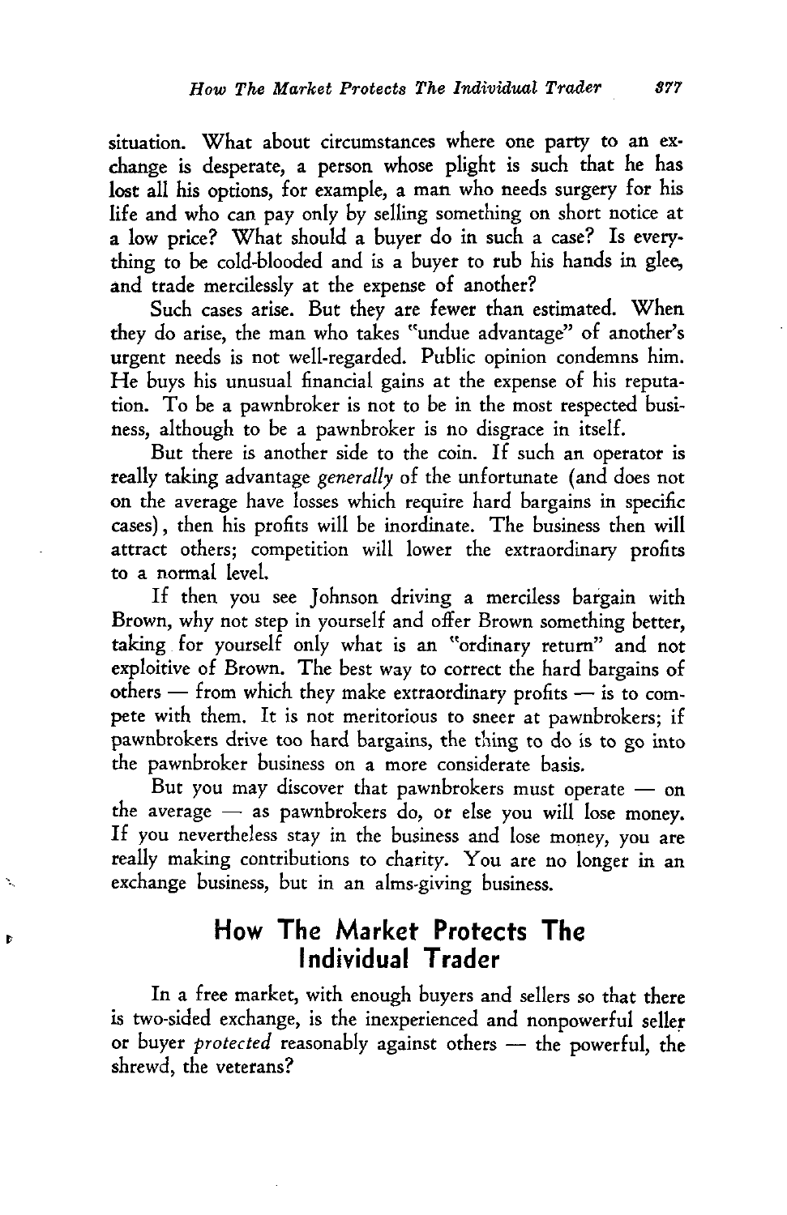situation. What about circumstances where one party to an exchange is desperate, a person whose plight is such that he has lost all his options, for example, a man who needs surgery for his life and who can pay only by selling something on short notice at a low price? What should a buyer do in such a case? Is everything to be cold-blooded and is a buyer to rub his hands in glee, and trade mercilessly at the expense of another?

Such cases arise. But they are fewer than estimated. When they do arise, the man who takes "undue advantage" of another's urgent needs is not well-regarded. Public opinion condemns him. He buys his unusual financial gains at the expense of his reputation. To be a pawnbroker is not to be in the most respected business, although to be a pawnbroker is no disgrace in itself.

But there is another side to the coin. If such an operator is really taking advantage *generally* of the unfortunate (and does not on the average have losses which require hard bargains in specific cases), then his profits will be inordinate. The business then will attract others; competition will lower the extraordinary profits to a normal level.

If then you see Johnson driving a merciless bargain with Brown, why not step in yourself and offer Brown something better, taking for yourself only what is an "ordinary return" and not exploitive of Brown. The best way to correct the hard bargains of others — from which they make extraordinary profits — is to compete with them. It is not meritorious to sneer at pawnbrokers; if pawnbrokers drive too hard bargains, the thing to do is to go into the pawnbroker business on a more considerate basis.

But you may discover that pawnbrokers must operate — on the average — as pawnbrokers do, or else you will lose money. If you nevertheless stay in the business and lose money, you are really making contributions to charity. You are no longer in an exchange business, but in an alms-giving business.

## How The Market Protects The Individual Trader

In a free market, with enough buyers and sellers so that there is two-sided exchange, is the inexperienced and nonpowerful seller or buyer *protected* reasonably against others — the powerful, the shrewd, the veterans?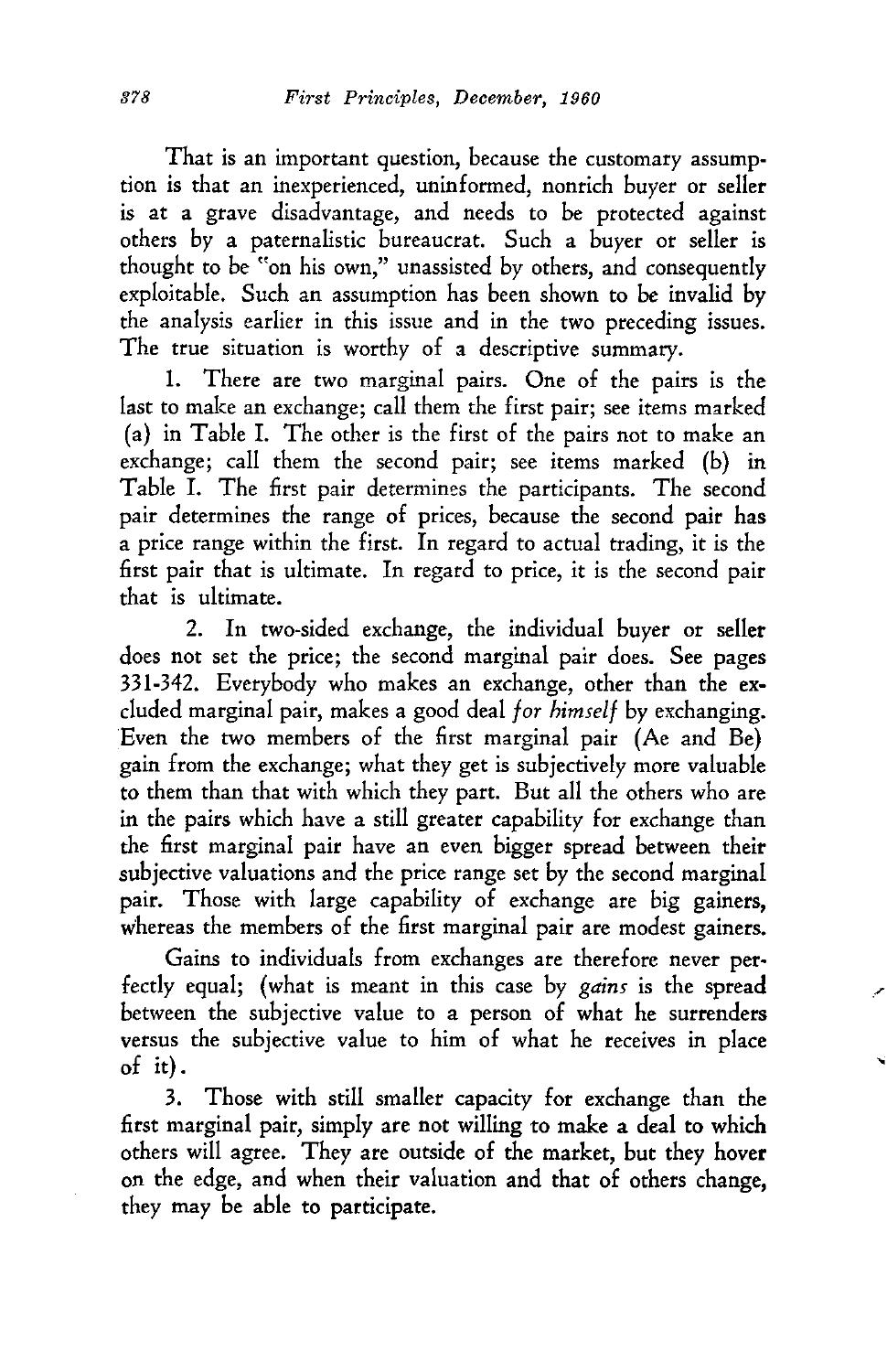That is an important question, because the customary assumption is that an inexperienced, uninformed, nonrich buyer or seller is at a grave disadvantage, and needs to be protected against others by a paternalistic bureaucrat. Such a buyer or seller is thought to be "on his own," unassisted by others, and consequently exploitable. Such an assumption has been shown to be invalid by the analysis earlier in this issue and in the two preceding issues. The true situation is worthy of a descriptive summary.

1. There are two marginal pairs. One of the pairs is the last to make an exchange; call them the first pair; see items marked (a) in Table I. The other is the first of the pairs not to make an exchange; call them the second pair; see items marked (b) in Table I. The first pair determines the participants. The second pair determines the range of prices, because the second pair has a price range within the first. In regard to actual trading, it is the first pair that is ultimate. In regard to price, it is the second pair that is ultimate.

2. In two-sided exchange, the individual buyer or seller does not set the price; the second marginal pair does. See pages 331-342. Everybody who makes an exchange, other than the excluded marginal pair, makes a good deal *for himself* by exchanging. Even the two members of the first marginal pair (Ae and Be) gain from the exchange; what they get is subjectively more valuable to them than that with which they part. But all the others who are in the pairs which have a still greater capability for exchange than the first marginal pair have an even bigger spread between their subjective valuations and the price range set by the second marginal pair. Those with large capability of exchange are big gainers, whereas the members of the first marginal pair are modest gainers.

Gains to individuals from exchanges are therefore never perfectly equal; (what is meant in this case by *gains* is the spread between the subjective value to a person of what he surrenders versus the subjective value to him of what he receives in place of it).

3. Those with still smaller capacity for exchange than the first marginal pair, simply are not willing to make a deal to which others will agree. They are outside of the market, but they hover on the edge, and when their valuation and that of others change, they may be able to participate.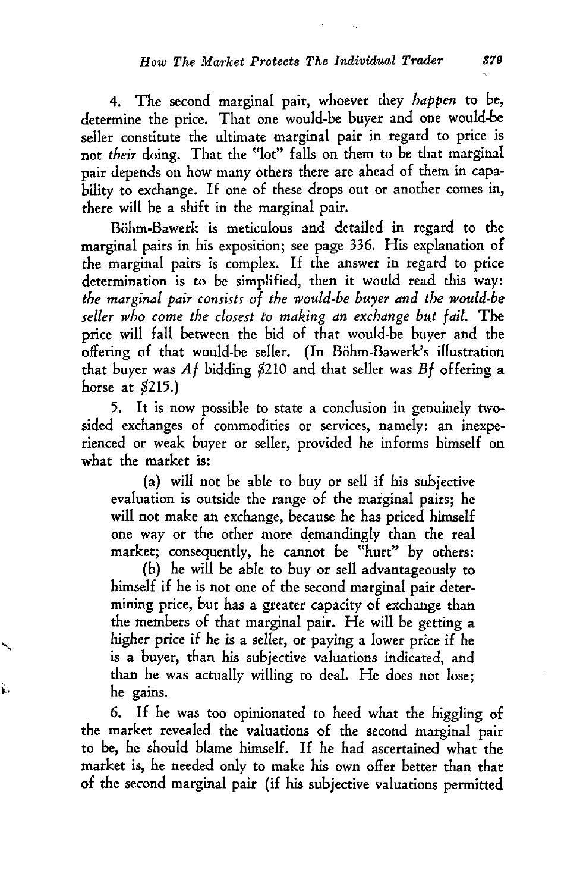4. The second marginal pair, whoever they *happen* to be, determine the price. That one would-be buyer and one would-be seller constitute the ultimate marginal pair in regard to price is not *their* doing. That the "lot" falls on them to be that marginal pair depends on how many others there are ahead of them in capability to exchange. If one of these drops out or another comes in, there will be a shift in the marginal pair.

Böhm-Bawerk is meticulous and detailed in regard to the marginal pairs in his exposition; see page 336. His explanation of the marginal pairs is complex. If the answer in regard to price determination is to be simplified, then it would read this way: *the marginal pair consists of the would-be buyer and the would-be seller who come the closest to making an exchange but fail.* The price will fall between the bid of that would-be buyer and the offering of that would-be seller. (In Böhm-Bawerk's illustration that buyer was *Af* bidding $210 and that seller was *Bf* offering a horse at $215.)

5. It is now possible to state a conclusion in genuinely two-sided exchanges of commodities or services, namely: an inexperienced or weak buyer or seller, provided he informs himself on what the market is:

(a) will not be able to buy or sell if his subjective evaluation is outside the range of the marginal pairs; he will not make an exchange, because he has priced himself one way or the other more demandingly than the real market; consequently, he cannot be "hurt" by others:

(b) he will be able to buy or sell advantageously to himself if he is not one of the second marginal pair determining price, but has a greater capacity of exchange than the members of that marginal pair. He will be getting a higher price if he is a seller, or paying a lower price if he is a buyer, than his subjective valuations indicated, and than he was actually willing to deal. He does not lose; he gains.

6. If he was too opinionated to heed what the higgling of the market revealed the valuations of the second marginal pair to be, he should blame himself. If he had ascertained what the market is, he needed only to make his own offer better than that of the second marginal pair (if his subjective valuations permitted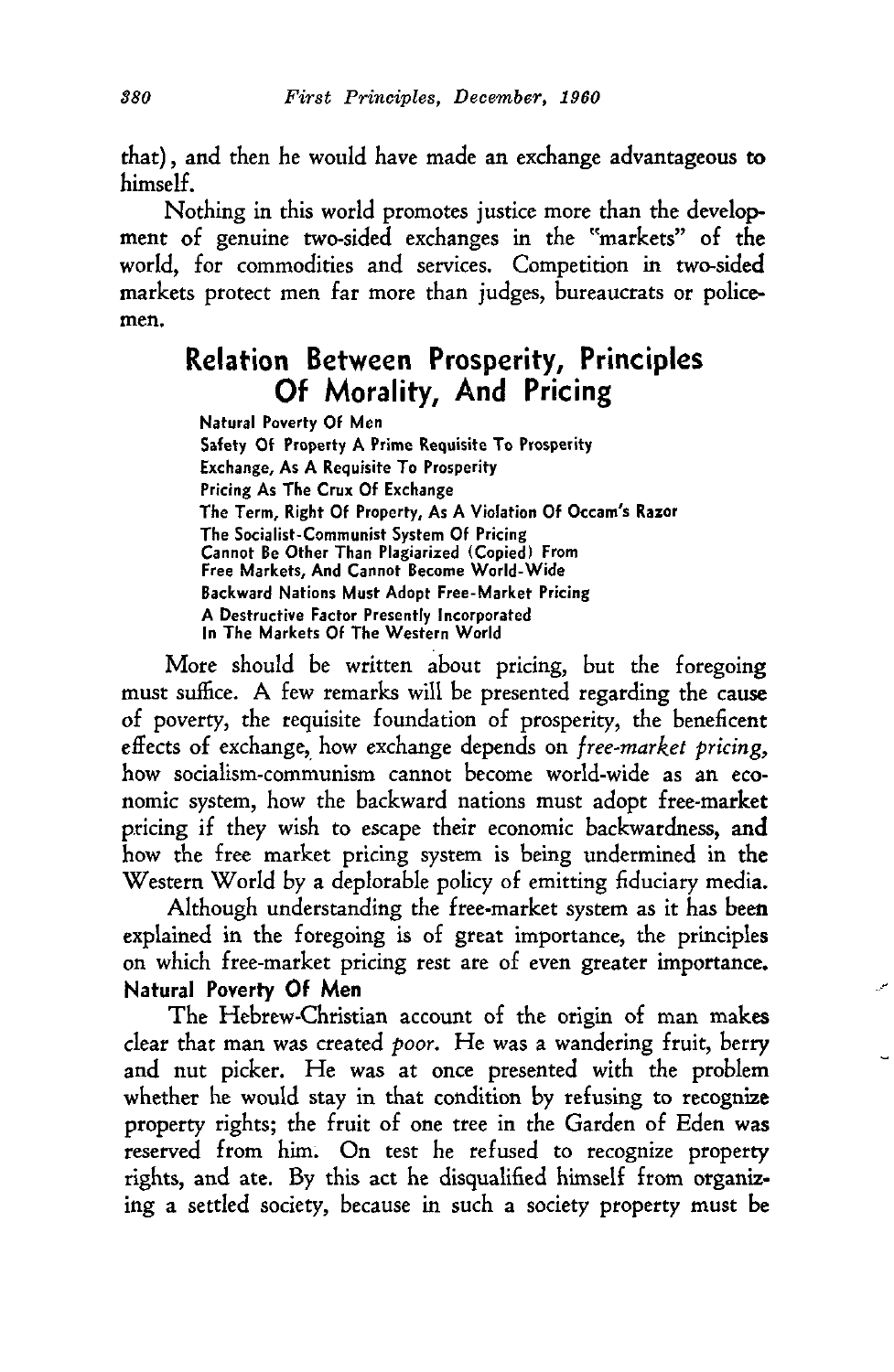that), and then he would have made an exchange advantageous to himself.

Nothing in this world promotes justice more than the development of genuine two-sided exchanges in the "markets" of the world, for commodities and services. Competition in two-sided markets protect men far more than judges, bureaucrats or policemen.

## Relation Between Prosperity, Principles Of Morality, And Pricing

**Natural Poverty Of Men**
**Safety Of Property A Prime Requisite To Prosperity**
**Exchange, As A Requisite To Prosperity**
**Pricing As The Crux Of Exchange**
**The Term, Right Of Property, As A Violation Of Occam's Razor**
**The Socialist-Communist System Of Pricing Cannot Be Other Than Plagiarized (Copied) From Free Markets, And Cannot Become World-Wide**
**Backward Nations Must Adopt Free-Market Pricing**
**A Destructive Factor Presently Incorporated In The Markets Of The Western World**

More should be written about pricing, but the foregoing must suffice. A few remarks will be presented regarding the cause of poverty, the requisite foundation of prosperity, the beneficent effects of exchange, how exchange depends on *free-market pricing,* how socialism-communism cannot become world-wide as an economic system, how the backward nations must adopt free-market pricing if they wish to escape their economic backwardness, and how the free market pricing system is being undermined in the Western World by a deplorable policy of emitting fiduciary media.

Although understanding the free-market system as it has been explained in the foregoing is of great importance, the principles on which free-market pricing rest are of even greater importance.

### Natural Poverty Of Men

The Hebrew-Christian account of the origin of man makes clear that man was created *poor.* He was a wandering fruit, berry and nut picker. He was at once presented with the problem whether he would stay in that condition by refusing to recognize property rights; the fruit of one tree in the Garden of Eden was reserved from him. On test he refused to recognize property rights, and ate. By this act he disqualified himself from organizing a settled society, because in such a society property must be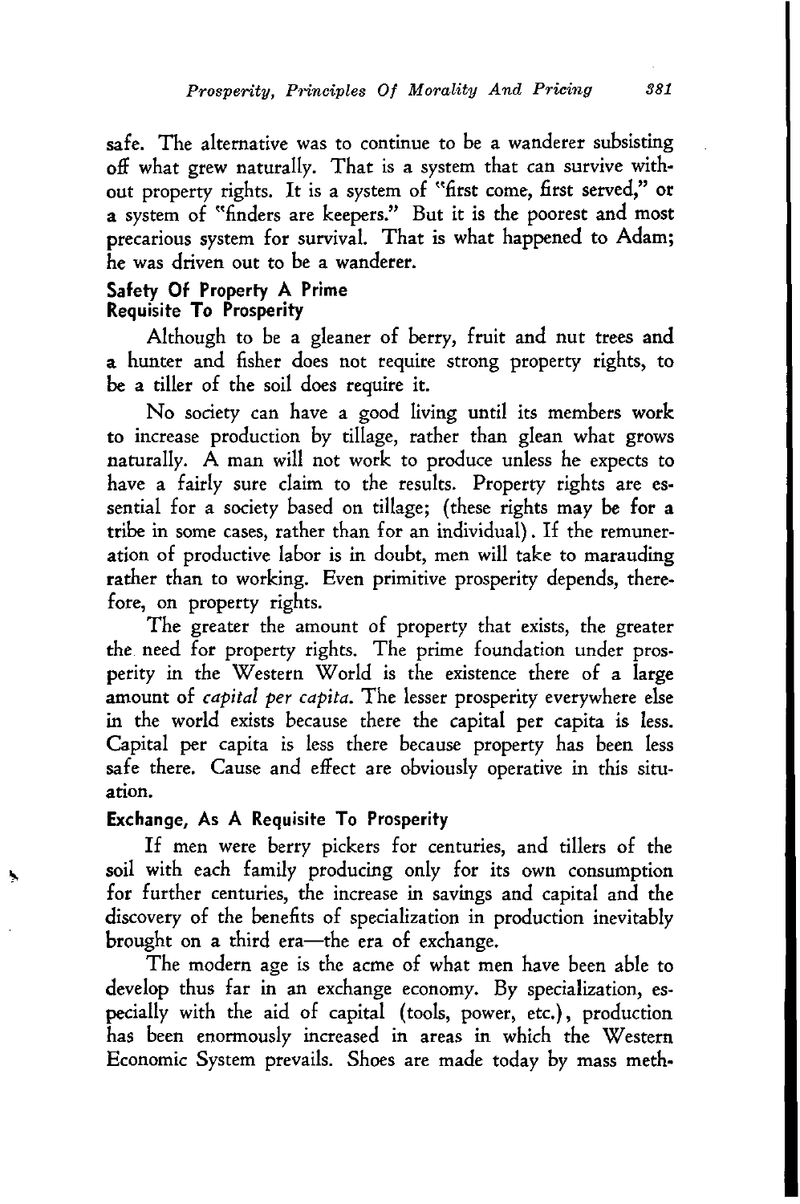safe. The alternative was to continue to be a wanderer subsisting off what grew naturally. That is a system that can survive without property rights. It is a system of "first come, first served," or a system of "finders are keepers." But it is the poorest and most precarious system for survival. That is what happened to Adam; he was driven out to be a wanderer.

### Safety Of Property A Prime Requisite To Prosperity

Although to be a gleaner of berry, fruit and nut trees and a hunter and fisher does not require strong property rights, to be a tiller of the soil does require it.

No society can have a good living until its members work to increase production by tillage, rather than glean what grows naturally. A man will not work to produce unless he expects to have a fairly sure claim to the results. Property rights are essential for a society based on tillage; (these rights may be for a tribe in some cases, rather than for an individual). If the remuneration of productive labor is in doubt, men will take to marauding rather than to working. Even primitive prosperity depends, therefore, on property rights.

The greater the amount of property that exists, the greater the need for property rights. The prime foundation under prosperity in the Western World is the existence there of a large amount of *capital per capita*. The lesser prosperity everywhere else in the world exists because there the capital per capita is less. Capital per capita is less there because property has been less safe there. Cause and effect are obviously operative in this situation.

### Exchange, As A Requisite To Prosperity

If men were berry pickers for centuries, and tillers of the soil with each family producing only for its own consumption for further centuries, the increase in savings and capital and the discovery of the benefits of specialization in production inevitably brought on a third era—the era of exchange.

The modern age is the acme of what men have been able to develop thus far in an exchange economy. By specialization, especially with the aid of capital (tools, power, etc.), production has been enormously increased in areas in which the Western Economic System prevails. Shoes are made today by mass meth-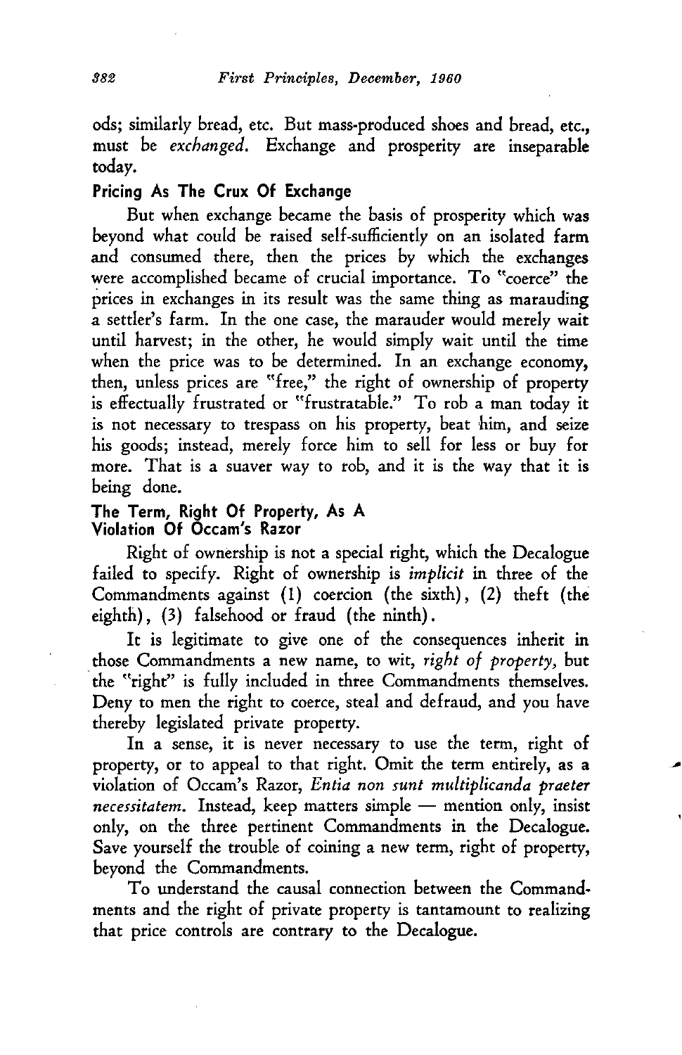ods; similarly bread, etc. But mass-produced shoes and bread, etc., must be *exchanged*. Exchange and prosperity are inseparable today.

### Pricing As The Crux Of Exchange

But when exchange became the basis of prosperity which was beyond what could be raised self-sufficiently on an isolated farm and consumed there, then the prices by which the exchanges were accomplished became of crucial importance. To "coerce" the prices in exchanges in its result was the same thing as marauding a settler's farm. In the one case, the marauder would merely wait until harvest; in the other, he would simply wait until the time when the price was to be determined. In an exchange economy, then, unless prices are "free," the right of ownership of property is effectually frustrated or "frustratable." To rob a man today it is not necessary to trespass on his property, beat him, and seize his goods; instead, merely force him to sell for less or buy for more. That is a suaver way to rob, and it is the way that it is being done.

### The Term, Right Of Property, As A Violation Of Occam's Razor

Right of ownership is not a special right, which the Decalogue failed to specify. Right of ownership is *implicit* in three of the Commandments against (1) coercion (the sixth), (2) theft (the eighth), (3) falsehood or fraud (the ninth).

It is legitimate to give one of the consequences inherit in those Commandments a new name, to wit, *right of property*, but the "right" is fully included in three Commandments themselves. Deny to men the right to coerce, steal and defraud, and you have thereby legislated private property.

In a sense, it is never necessary to use the term, right of property, or to appeal to that right. Omit the term entirely, as a violation of Occam's Razor, *Entia non sunt multiplicanda praeter necessitatem*. Instead, keep matters simple — mention only, insist only, on the three pertinent Commandments in the Decalogue. Save yourself the trouble of coining a new term, right of property, beyond the Commandments.

To understand the causal connection between the Commandments and the right of private property is tantamount to realizing that price controls are contrary to the Decalogue.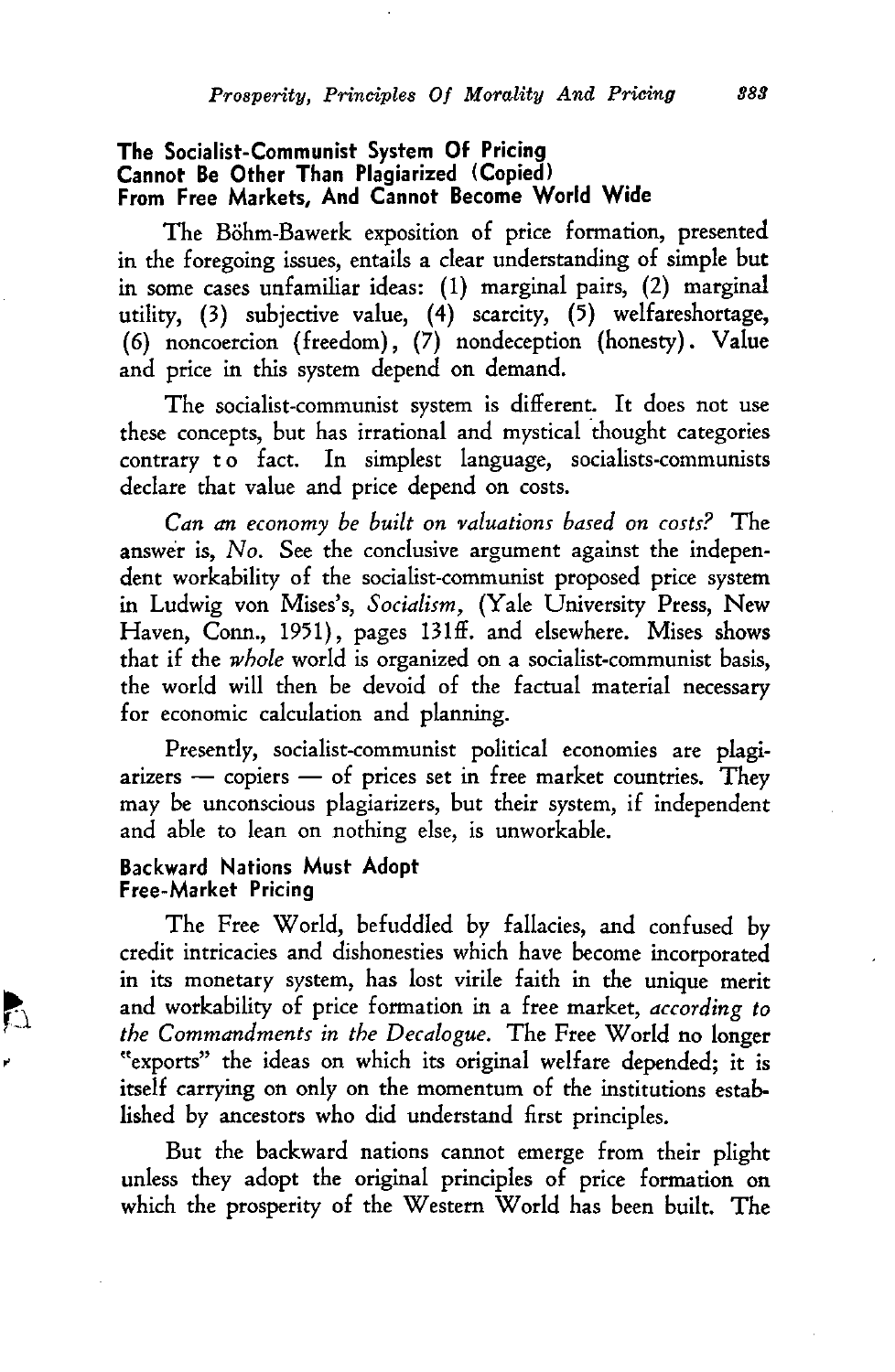### The Socialist-Communist System Of Pricing Cannot Be Other Than Plagiarized (Copied) From Free Markets, And Cannot Become World Wide

The Böhm-Bawerk exposition of price formation, presented in the foregoing issues, entails a clear understanding of simple but in some cases unfamiliar ideas: (1) marginal pairs, (2) marginal utility, (3) subjective value, (4) scarcity, (5) welfareshortage, (6) noncoercion (freedom), (7) nondeception (honesty). Value and price in this system depend on demand.

The socialist-communist system is different. It does not use these concepts, but has irrational and mystical thought categories contrary to fact. In simplest language, socialists-communists declare that value and price depend on costs.

*Can an economy be built on valuations based on costs?* The answer is, *No.* See the conclusive argument against the independent workability of the socialist-communist proposed price system in Ludwig von Mises's, *Socialism,* (Yale University Press, New Haven, Conn., 1951), pages 131ff. and elsewhere. Mises shows that if the *whole* world is organized on a socialist-communist basis, the world will then be devoid of the factual material necessary for economic calculation and planning.

Presently, socialist-communist political economies are plagiarizers — copiers — of prices set in free market countries. They may be unconscious plagiarizers, but their system, if independent and able to lean on nothing else, is unworkable.

### Backward Nations Must Adopt Free-Market Pricing

The Free World, befuddled by fallacies, and confused by credit intricacies and dishonesties which have become incorporated in its monetary system, has lost virile faith in the unique merit and workability of price formation in a free market, *according to the Commandments in the Decalogue.* The Free World no longer "exports" the ideas on which its original welfare depended; it is itself carrying on only on the momentum of the institutions established by ancestors who did understand first principles.

But the backward nations cannot emerge from their plight unless they adopt the original principles of price formation on which the prosperity of the Western World has been built. The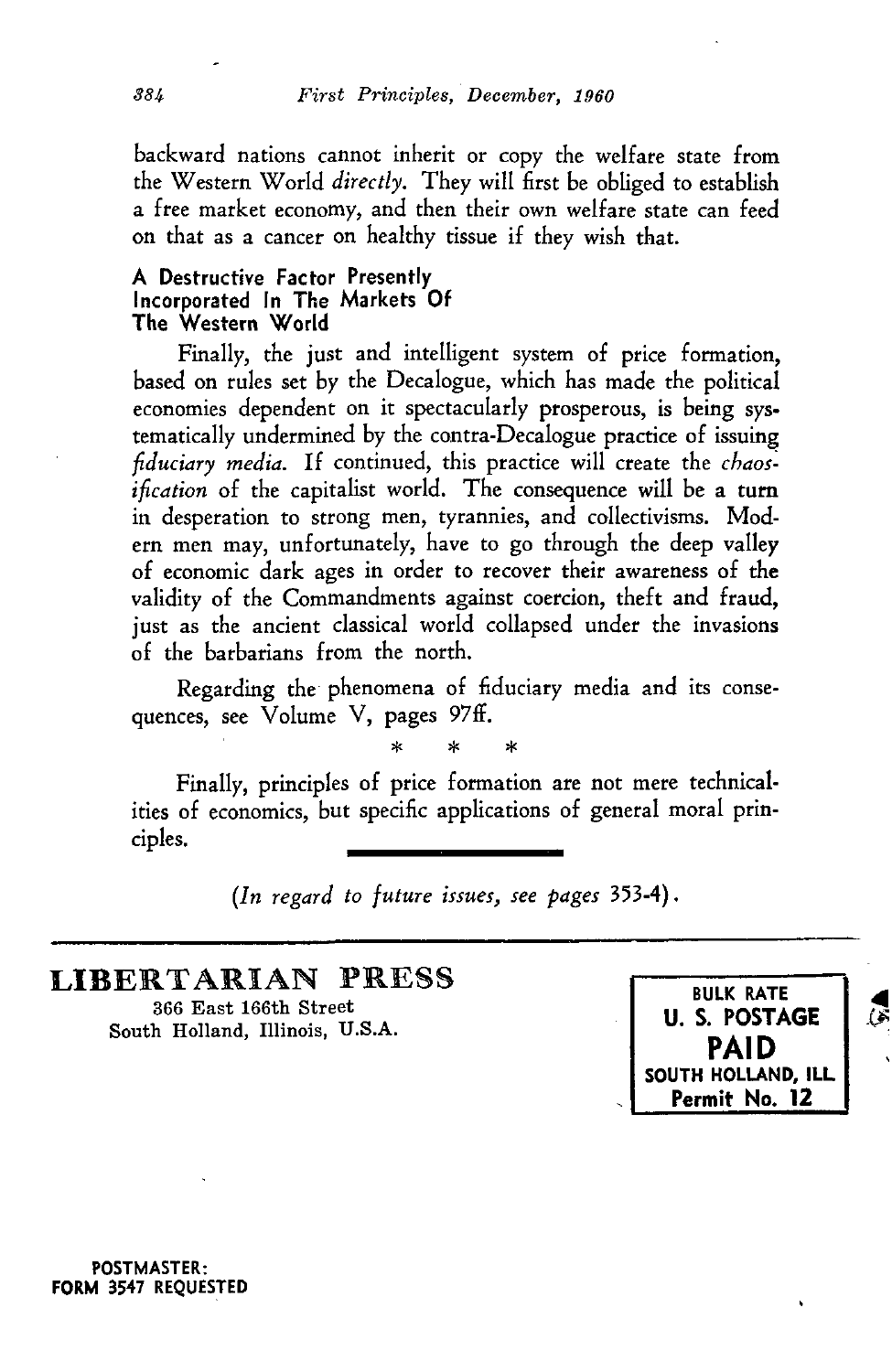backward nations cannot inherit or copy the welfare state from the Western World *directly*. They will first be obliged to establish a free market economy, and then their own welfare state can feed on that as a cancer on healthy tissue if they wish that.

### A Destructive Factor Presently Incorporated In The Markets Of The Western World

Finally, the just and intelligent system of price formation, based on rules set by the Decalogue, which has made the political economies dependent on it spectacularly prosperous, is being systematically undermined by the contra-Decalogue practice of issuing *fiduciary media*. If continued, this practice will create the *chaosification* of the capitalist world. The consequence will be a turn in desperation to strong men, tyrannies, and collectivisms. Modern men may, unfortunately, have to go through the deep valley of economic dark ages in order to recover their awareness of the validity of the Commandments against coercion, theft and fraud, just as the ancient classical world collapsed under the invasions of the barbarians from the north.

Regarding the phenomena of fiduciary media and its consequences, see Volume V, pages 97ff.

\* \* \*

Finally, principles of price formation are not mere technicalities of economics, but specific applications of general moral principles.

*(In regard to future issues, see pages 353-4)*.

---

**LIBERTARIAN PRESS**
366 East 166th Street
South Holland, Illinois, U.S.A.

BULK RATE
U. S. POSTAGE
PAID
SOUTH HOLLAND, ILL
Permit No. 12

POSTMASTER:
FORM 3547 REQUESTED